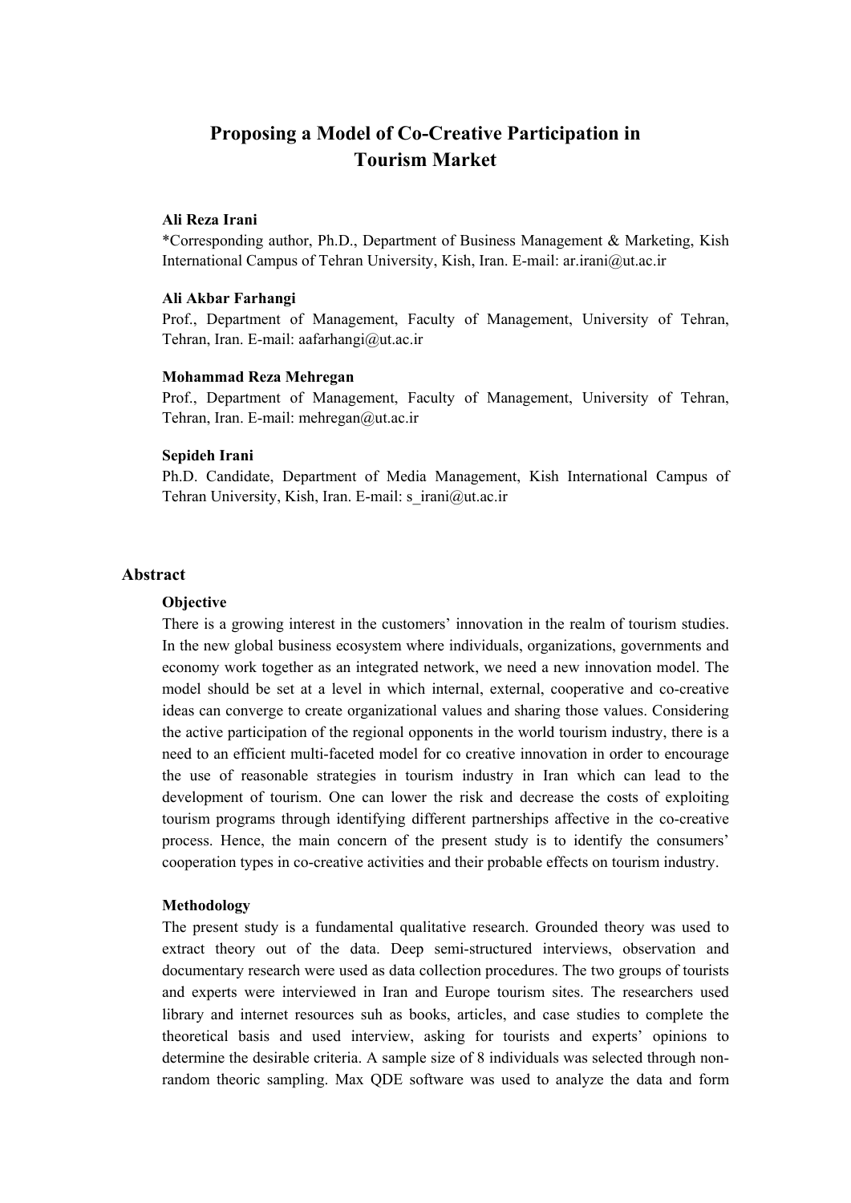# Proposing a Model of Co-Creative Participation in Tourism Market

**Ali Reza Irani**
*Corresponding author, Ph.D., Department of Business Management & Marketing, Kish International Campus of Tehran University, Kish, Iran. E-mail: ar.irani@ut.ac.ir

**Ali Akbar Farhangi**
Prof., Department of Management, Faculty of Management, University of Tehran, Tehran, Iran. E-mail: aafarhangi@ut.ac.ir

**Mohammad Reza Mehregan**
Prof., Department of Management, Faculty of Management, University of Tehran, Tehran, Iran. E-mail: mehregan@ut.ac.ir

**Sepideh Irani**
Ph.D. Candidate, Department of Media Management, Kish International Campus of Tehran University, Kish, Iran. E-mail: s_irani@ut.ac.ir

## Abstract

### Objective

There is a growing interest in the customers' innovation in the realm of tourism studies. In the new global business ecosystem where individuals, organizations, governments and economy work together as an integrated network, we need a new innovation model. The model should be set at a level in which internal, external, cooperative and co-creative ideas can converge to create organizational values and sharing those values. Considering the active participation of the regional opponents in the world tourism industry, there is a need to an efficient multi-faceted model for co creative innovation in order to encourage the use of reasonable strategies in tourism industry in Iran which can lead to the development of tourism. One can lower the risk and decrease the costs of exploiting tourism programs through identifying different partnerships affective in the co-creative process. Hence, the main concern of the present study is to identify the consumers' cooperation types in co-creative activities and their probable effects on tourism industry.

### Methodology

The present study is a fundamental qualitative research. Grounded theory was used to extract theory out of the data. Deep semi-structured interviews, observation and documentary research were used as data collection procedures. The two groups of tourists and experts were interviewed in Iran and Europe tourism sites. The researchers used library and internet resources suh as books, articles, and case studies to complete the theoretical basis and used interview, asking for tourists and experts' opinions to determine the desirable criteria. A sample size of 8 individuals was selected through non-random theoric sampling. Max QDE software was used to analyze the data and form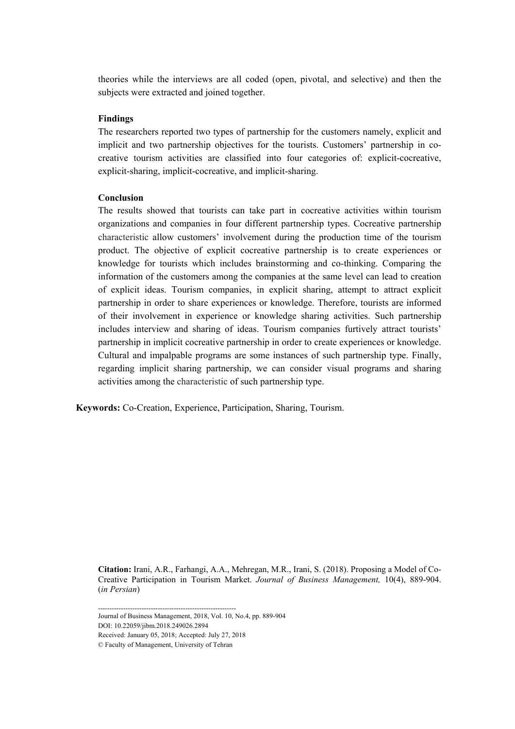theories while the interviews are all coded (open, pivotal, and selective) and then the subjects were extracted and joined together.

**Findings**

The researchers reported two types of partnership for the customers namely, explicit and implicit and two partnership objectives for the tourists. Customers' partnership in co-creative tourism activities are classified into four categories of: explicit-cocreative, explicit-sharing, implicit-cocreative, and implicit-sharing.

**Conclusion**

The results showed that tourists can take part in cocreative activities within tourism organizations and companies in four different partnership types. Cocreative partnership characteristic allow customers' involvement during the production time of the tourism product. The objective of explicit cocreative partnership is to create experiences or knowledge for tourists which includes brainstorming and co-thinking. Comparing the information of the customers among the companies at the same level can lead to creation of explicit ideas. Tourism companies, in explicit sharing, attempt to attract explicit partnership in order to share experiences or knowledge. Therefore, tourists are informed of their involvement in experience or knowledge sharing activities. Such partnership includes interview and sharing of ideas. Tourism companies furtively attract tourists' partnership in implicit cocreative partnership in order to create experiences or knowledge. Cultural and impalpable programs are some instances of such partnership type. Finally, regarding implicit sharing partnership, we can consider visual programs and sharing activities among the characteristic of such partnership type.

**Keywords:** Co-Creation, Experience, Participation, Sharing, Tourism.

**Citation:** Irani, A.R., Farhangi, A.A., Mehregan, M.R., Irani, S. (2018). Proposing a Model of Co-Creative Participation in Tourism Market. *Journal of Business Management,* 10(4), 889-904. (*in Persian*)

------------------------------------------------------------

Journal of Business Management, 2018, Vol. 10, No.4, pp. 889-904

DOI: 10.22059/jibm.2018.249026.2894

Received: January 05, 2018; Accepted: July 27, 2018

© Faculty of Management, University of Tehran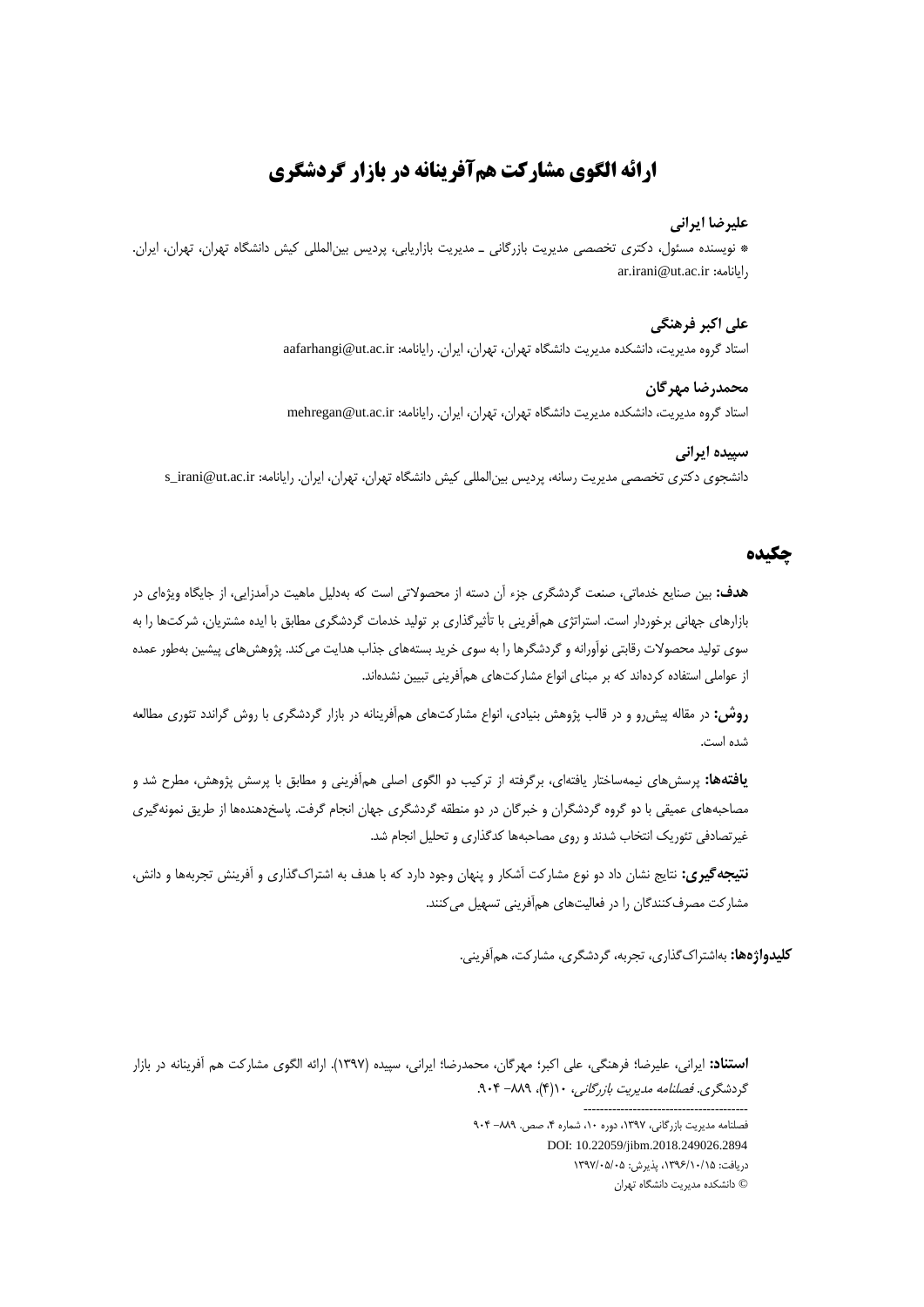# ارائهٔ الگوی مشارکت هم‌آفرینانه در بازار گردشگری

**علیرضا ایرانی**

* نویسنده مسئول، دکتری تخصصی مدیریت بازرگانی ـ مدیریت بازاریابی، پردیس بین‌المللی کیش دانشگاه تهران، تهران، ایران. رایانامه: ar.irani@ut.ac.ir

**علی اکبر فرهنگی**

استاد گروه مدیریت، دانشکده مدیریت دانشگاه تهران، تهران، ایران. رایانامه: aafarhangi@ut.ac.ir

**محمدرضا مهرگان**

استاد گروه مدیریت، دانشکده مدیریت دانشگاه تهران، تهران، ایران. رایانامه: mehregan@ut.ac.ir

**سپیده ایرانی**

دانشجوی دکتری تخصصی مدیریت رسانه، پردیس بین‌المللی کیش دانشگاه تهران، تهران، ایران. رایانامه: s_irani@ut.ac.ir

## چکیده

**هدف:** بین صنایع خدماتی، صنعت گردشگری جزء آن دسته از محصولاتی است که به‌دلیل ماهیت درآمدزایی، از جایگاه ویژه‌ای در بازارهای جهانی برخوردار است. استراتژی هم‌آفرینی با تأثیرگذاری بر تولید خدمات گردشگری مطابق با ایده مشتریان، شرکت‌ها را به سوی تولید محصولات رقابتی نوآورانه و گردشگرها را به سوی خرید بسته‌های جذاب هدایت می‌کند. پژوهش‌های پیشین به‌طور عمده از عواملی استفاده کرده‌اند که بر مبنای انواع مشارکت‌های هم‌آفرینی تبیین نشده‌اند.

**روش:** در مقاله پیش‌رو و در قالب پژوهش بنیادی، انواع مشارکت‌های هم‌آفرینانه در بازار گردشگری با روش گراندد تئوری مطالعه شده است.

**یافته‌ها:** پرسش‌های نیمه‌ساختار یافته‌ای، برگرفته از ترکیب دو الگوی اصلی هم‌آفرینی و مطابق با پرسش پژوهش، مطرح شد و مصاحبه‌های عمیقی با دو گروه گردشگران و خبرگان در دو منطقه گردشگری جهان انجام گرفت. پاسخ‌دهنده‌ها از طریق نمونه‌گیری غیرتصادفی تئوریک انتخاب شدند و روی مصاحبه‌ها کدگذاری و تحلیل انجام شد.

**نتیجه‌گیری:** نتایج نشان داد دو نوع مشارکت آشکار و پنهان وجود دارد که با هدف به اشتراک‌گذاری و آفرینش تجربه‌ها و دانش، مشارکت مصرف‌کنندگان را در فعالیت‌های هم‌آفرینی تسهیل می‌کنند.

**کلیدواژه‌ها:** به‌اشتراک‌گذاری، تجربه، گردشگری، مشارکت، هم‌آفرینی.

---

**استناد:** ایرانی، علیرضا؛ فرهنگی، علی اکبر؛ مهرگان، محمدرضا؛ ایرانی، سپیده (۱۳۹۷). ارائه الگوی مشارکت هم آفرینانه در بازار گردشگری. *فصلنامه مدیریت بازرگانی*، ۱۰(۴)، ۸۸۹- ۹۰۴.

---

فصلنامه مدیریت بازرگانی، ۱۳۹۷، دوره ۱۰، شماره ۴، صص. ۸۸۹- ۹۰۴

DOI: 10.22059/jibm.2018.249026.2894

دریافت: ۱۳۹۶/۱۰/۱۵، پذیرش: ۱۳۹۷/۰۵/۰۵

© دانشکده مدیریت دانشگاه تهران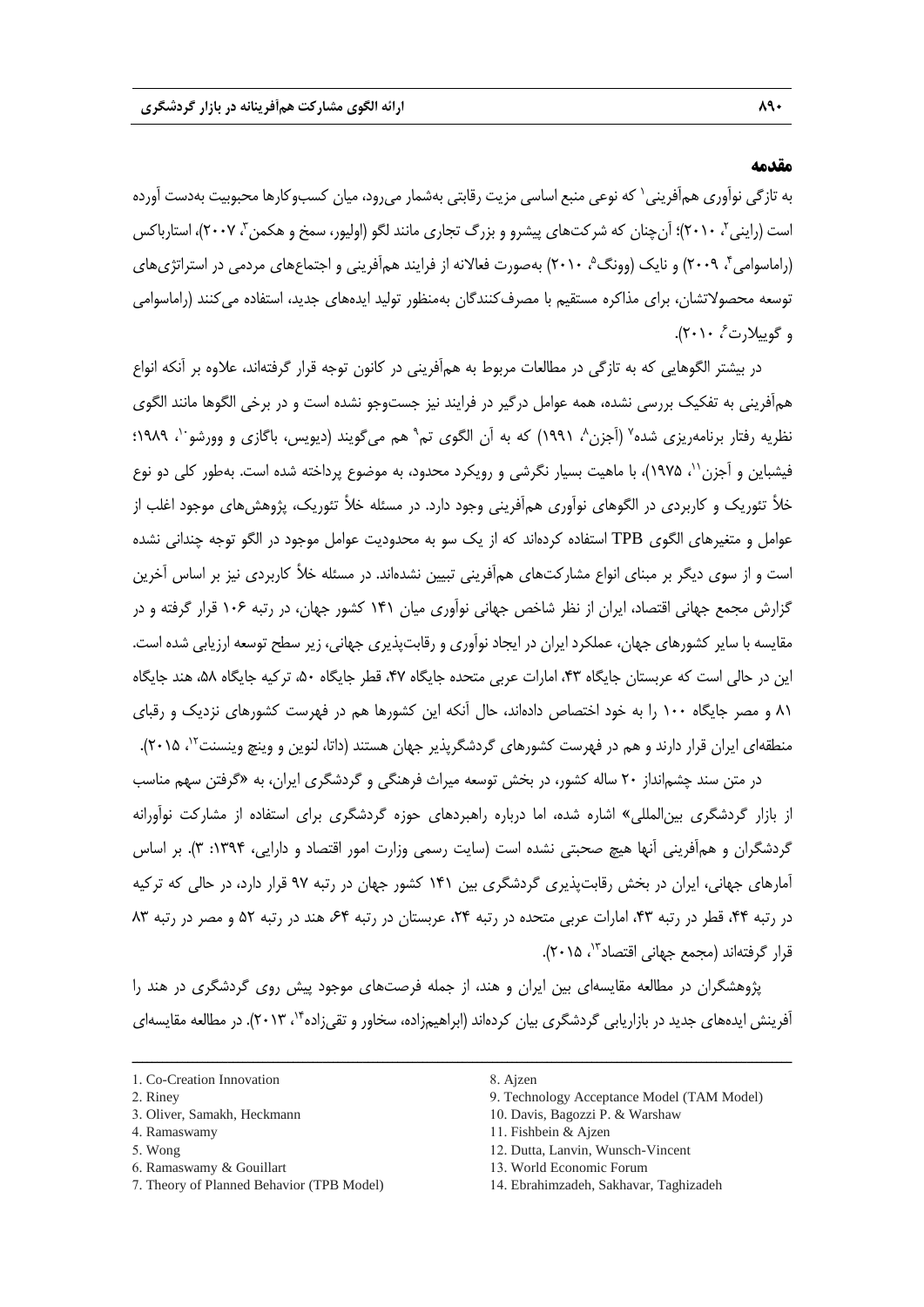## مقدمه

به تازگی نوآوری هم‌آفرینی[1] که نوعی منبع اساسی مزیت رقابتی به‌شمار می‌رود، میان کسب‌وکارها محبوبیت به‌دست آورده است (راینی[2]، ۲۰۱۰)؛ آن‌چنان که شرکت‌های پیشرو و بزرگ تجاری مانند لگو (اولیور، سمخ و هکمن[3]، ۲۰۰۷)، استارباکس (راماسوامی[4]، ۲۰۰۹) و نایک (وونگ[5]، ۲۰۱۰) به‌صورت فعالانه از فرایند هم‌آفرینی و اجتماع‌های مردمی در استراتژی‌های توسعه محصولاتشان، برای مذاکره مستقیم با مصرف‌کنندگان به‌منظور تولید ایده‌های جدید، استفاده می‌کنند (راماسوامی و گوییلارت[6]، ۲۰۱۰).

در بیشتر الگوهایی که به تازگی در مطالعات مربوط به هم‌آفرینی در کانون توجه قرار گرفته‌اند، علاوه بر آنکه انواع هم‌آفرینی به تفکیک بررسی نشده، همه عوامل درگیر در فرایند نیز جست‌وجو نشده است و در برخی الگوها مانند الگوی نظریه رفتار برنامه‌ریزی شده[7] (آجزن[8]، ۱۹۹۱) که به آن الگوی تم[9] هم می‌گویند (دیویس، باگازی و وورشو[10]، ۱۹۸۹؛ فیشباین و آجزن[11]، ۱۹۷۵)، با ماهیت بسیار نگرشی و رویکرد محدود، به موضوع پرداخته شده است. به‌طور کلی دو نوع خلأ تئوریک و کاربردی در الگوهای نوآوری هم‌آفرینی وجود دارد. در مسئله خلأ تئوریک، پژوهش‌های موجود اغلب از عوامل و متغیرهای الگوی TPB استفاده کرده‌اند که از یک سو به محدودیت عوامل موجود در الگو توجه چندانی نشده است و از سوی دیگر بر مبنای انواع مشارکت‌های هم‌آفرینی تبیین نشده‌اند. در مسئله خلأ کاربردی نیز بر اساس آخرین گزارش مجمع جهانی اقتصاد، ایران از نظر شاخص جهانی نوآوری میان ۱۴۱ کشور جهان، در رتبه ۱۰۶ قرار گرفته و در مقایسه با سایر کشورهای جهان، عملکرد ایران در ایجاد نوآوری و رقابت‌پذیری جهانی، زیر سطح توسعه ارزیابی شده است. این در حالی است که عربستان جایگاه ۴۳، امارات عربی متحده جایگاه ۴۷، قطر جایگاه ۵۰، ترکیه جایگاه ۵۸، هند جایگاه ۸۱ و مصر جایگاه ۱۰۰ را به خود اختصاص داده‌اند، حال آنکه این کشورها هم در فهرست کشورهای نزدیک و رقبای منطقه‌ای ایران قرار دارند و هم در فهرست کشورهای گردشگرپذیر جهان هستند (داتا، لنوین و وینچ وینسنت[12]، ۲۰۱۵).

در متن سند چشم‌انداز ۲۰ ساله کشور، در بخش توسعه میراث فرهنگی و گردشگری ایران، به «گرفتن سهم مناسب از بازار گردشگری بین‌المللی» اشاره شده، اما درباره راهبردهای حوزه گردشگری برای استفاده از مشارکت نوآورانه گردشگران و هم‌آفرینی آنها هیچ صحبتی نشده است (سایت رسمی وزارت امور اقتصاد و دارایی، ۱۳۹۴: ۳). بر اساس آمارهای جهانی، ایران در بخش رقابت‌پذیری گردشگری بین ۱۴۱ کشور جهان در رتبه ۹۷ قرار دارد، در حالی که ترکیه در رتبه ۴۴، قطر در رتبه ۴۳، امارات عربی متحده در رتبه ۲۴، عربستان در رتبه ۶۴، هند در رتبه ۵۲ و مصر در رتبه ۸۳ قرار گرفته‌اند (مجمع جهانی اقتصاد[13]، ۲۰۱۵).

پژوهشگران در مطالعه مقایسه‌ای بین ایران و هند، از جمله فرصت‌های موجود پیش روی گردشگری در هند را آفرینش ایده‌های جدید در بازاریابی گردشگری بیان کرده‌اند (ابراهیم‌زاده، سخاور و تقی‌زاده[14]، ۲۰۱۳). در مطالعه مقایسه‌ای

---

1. Co-Creation Innovation
2. Riney
3. Oliver, Samakh, Heckmann
4. Ramaswamy
5. Wong
6. Ramaswamy & Gouillart
7. Theory of Planned Behavior (TPB Model)
8. Ajzen
9. Technology Acceptance Model (TAM Model)
10. Davis, Bagozzi P. & Warshaw
11. Fishbein & Ajzen
12. Dutta, Lanvin, Wunsch-Vincent
13. World Economic Forum
14. Ebrahimzadeh, Sakhavar, Taghizadeh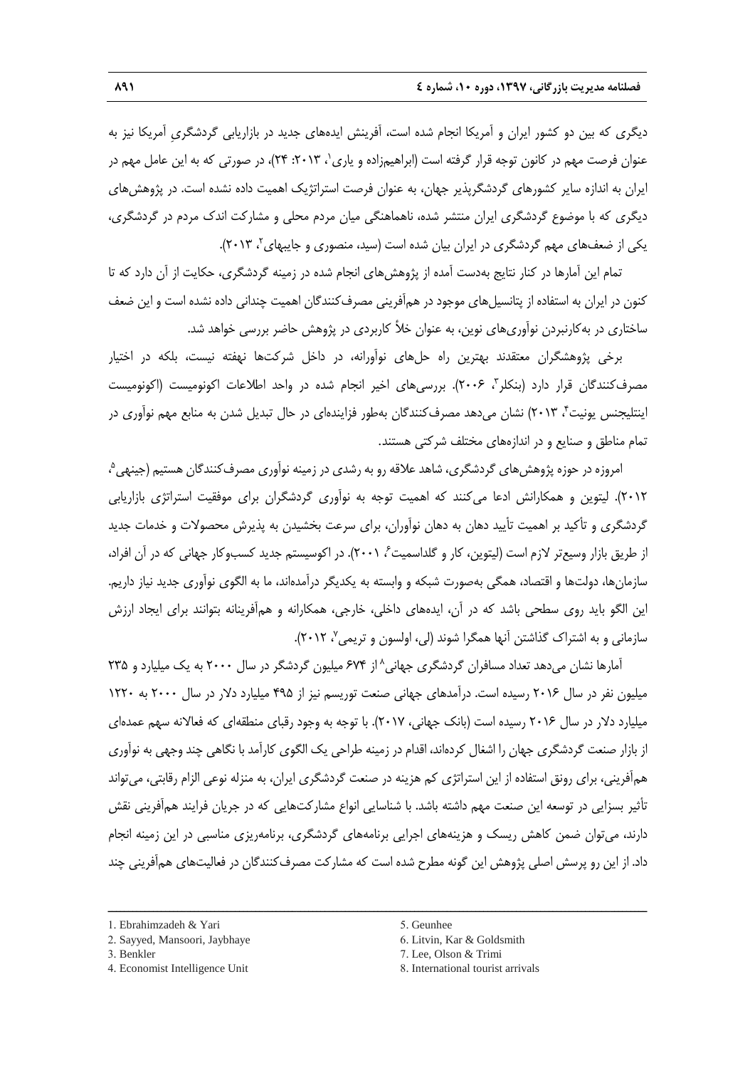دیگری که بین دو کشور ایران و آمریکا انجام شده است، آفرینش ایده‌های جدید در بازاریابی گردشگریِ آمریکا نیز به عنوان فرصت مهم در کانون توجه قرار گرفته است (ابراهیم‌زاده و یاری[1]، ۲۰۱۳: ۲۴)، در صورتی که به این عامل مهم در ایران به اندازه سایر کشورهای گردشگرپذیر جهان، به عنوان فرصت استراتژیک اهمیت داده نشده است. در پژوهش‌های دیگری که با موضوع گردشگری ایران منتشر شده، ناهماهنگی میان مردم محلی و مشارکت اندک مردم در گردشگری، یکی از ضعف‌های مهم گردشگری در ایران بیان شده است (سید، منصوری و جایبهای[2]، ۲۰۱۳).

تمام این آمارها در کنار نتایج به‌دست آمده از پژوهش‌های انجام شده در زمینه گردشگری، حکایت از آن دارد که تا کنون در ایران به استفاده از پتانسیل‌های موجود در هم‌آفرینی مصرف‌کنندگان اهمیت چندانی داده نشده است و این ضعف ساختاری در به‌کاربردن نوآوری‌های نوین، به عنوان خلأ کاربردی در پژوهش حاضر بررسی خواهد شد.

برخی پژوهشگران معتقدند بهترین راه حل‌های نوآورانه، در داخل شرکت‌ها نهفته نیست، بلکه در اختیار مصرف‌کنندگان قرار دارد (بنکلر[3]، ۲۰۰۶). بررسی‌های اخیر انجام شده در واحد اطلاعات اکونومیست (اکونومیست اینتلیجنس یونیت[4]، ۲۰۱۳) نشان می‌دهد مصرف‌کنندگان به‌طور فزاینده‌ای در حال تبدیل شدن به منابع مهم نوآوری در تمام مناطق و صنایع و در اندازه‌های مختلف شرکتی هستند.

امروزه در حوزه پژوهش‌های گردشگری، شاهد علاقه رو به رشدی در زمینه نوآوری مصرف‌کنندگان هستیم (جینهی[5]، ۲۰۱۲). لیتوین و همکارانش ادعا می‌کنند که اهمیت توجه به نوآوری گردشگران برای موفقیت استراتژی بازاریابی گردشگری و تأکید بر اهمیت تأیید دهان به دهان نوآوران، برای سرعت بخشیدن به پذیرش محصولات و خدمات جدید از طریق بازار وسیع‌تر لازم است (لیتوین، کار و گلداسمیت[6]، ۲۰۰۱). در اکوسیستم جدید کسب‌وکار جهانی که در آن افراد، سازمان‌ها، دولت‌ها و اقتصاد، همگی به‌صورت شبکه و وابسته به یکدیگر درآمده‌اند، ما به الگوی نوآوری جدید نیاز داریم. این الگو باید روی سطحی باشد که در آن، ایده‌های داخلی، خارجی، همکارانه و هم‌آفرینانه بتوانند برای ایجاد ارزش سازمانی و به اشتراک گذاشتن آنها همگرا شوند (لی، اولسون و تریمی[7]، ۲۰۱۲).

آمارها نشان می‌دهد تعداد مسافران گردشگری جهانی[8] از ۶۷۴ میلیون گردشگر در سال ۲۰۰۰ به یک میلیارد و ۲۳۵ میلیون نفر در سال ۲۰۱۶ رسیده است. درآمدهای جهانی صنعت توریسم نیز از ۴۹۵ میلیارد دلار در سال ۲۰۰۰ به ۱۲۲۰ میلیارد دلار در سال ۲۰۱۶ رسیده است (بانک جهانی، ۲۰۱۷). با توجه به وجود رقبای منطقه‌ای که فعالانه سهم عمده‌ای از بازار صنعت گردشگری جهان را اشغال کرده‌اند، اقدام در زمینه طراحی یک الگوی کارآمد با نگاهی چند وجهی به نوآوری هم‌آفرینی، برای رونق استفاده از این استراتژی کم هزینه در صنعت گردشگری ایران، به منزله نوعی الزام رقابتی، می‌تواند تأثیر بسزایی در توسعه این صنعت مهم داشته باشد. با شناسایی انواع مشارکت‌هایی که در جریان فرایند هم‌آفرینی نقش دارند، می‌توان ضمن کاهش ریسک و هزینه‌های اجرایی برنامه‌های گردشگری، برنامه‌ریزی مناسبی در این زمینه انجام داد. از این رو پرسش اصلی پژوهش این گونه مطرح شده است که مشارکت مصرف‌کنندگان در فعالیت‌های هم‌آفرینی چند

---

1. Ebrahimzadeh & Yari
2. Sayyed, Mansoori, Jaybhaye
3. Benkler
4. Economist Intelligence Unit
5. Geunhee
6. Litvin, Kar & Goldsmith
7. Lee, Olson & Trimi
8. International tourist arrivals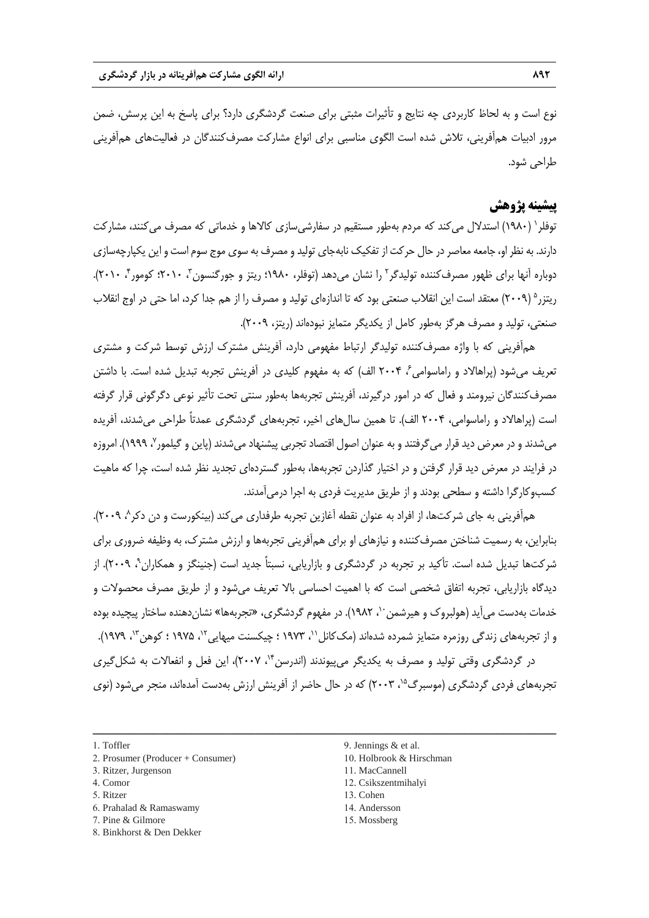نوع است و به لحاظ کاربردی چه نتایج و تأثیرات مثبتی برای صنعت گردشگری دارد؟ برای پاسخ به این پرسش، ضمن مرور ادبیات هم‌آفرینی، تلاش شده است الگوی مناسبی برای انواع مشارکت مصرف‌کنندگان در فعالیت‌های هم‌آفرینی طراحی شود.

## پیشینه پژوهش

توفلر[1] (۱۹۸۰) استدلال می‌کند که مردم به‌طور مستقیم در سفارشی‌سازی کالاها و خدماتی که مصرف می‌کنند، مشارکت دارند. به نظر او، جامعه معاصر در حال حرکت از تفکیک نابه‌جای تولید و مصرف به سوی موج سوم است و این یکپارچه‌سازی دوباره آنها برای ظهور مصرف‌کننده تولیدگر[2] را نشان می‌دهد (توفلر، ۱۹۸۰؛ ریتز و جورگنسون[3]، ۲۰۱۰؛ کومور[4]، ۲۰۱۰). ریتزر[5] (۲۰۰۹) معتقد است این انقلاب صنعتی بود که تا اندازه‌ای تولید و مصرف را از هم جدا کرد، اما حتی در اوج انقلاب صنعتی، تولید و مصرف هرگز به‌طور کامل از یکدیگر متمایز نبوده‌اند (ریتز، ۲۰۰۹).

هم‌آفرینی که با واژه مصرف‌کننده تولیدگر ارتباط مفهومی دارد، آفرینش مشترک ارزش توسط شرکت و مشتری تعریف می‌شود (پراهالاد و راماسوامی[6]، ۲۰۰۴ الف) که به مفهوم کلیدی در آفرینش تجربه تبدیل شده است. با داشتن مصرف‌کنندگان نیرومند و فعال که در امور درگیرند، آفرینش تجربه‌ها به‌طور سنتی تحت تأثیر نوعی دگرگونی قرار گرفته است (پراهالاد و راماسوامی، ۲۰۰۴ الف). تا همین سال‌های اخیر، تجربه‌های گردشگری عمداً طراحی می‌شدند، آفریده می‌شدند و در معرض دید قرار می‌گرفتند و به عنوان اصول اقتصاد تجربی پیشنهاد می‌شدند (پاین و گیلمور[7]، ۱۹۹۹). امروزه در فرایند در معرض دید قرار گرفتن و در اختیار گذاردن تجربه‌ها، به‌طور گسترده‌ای تجدید نظر شده است، چرا که ماهیت کسب‌وکارگرا داشته و سطحی بودند و از طریق مدیریت فردی به اجرا درمی‌آمدند.

هم‌آفرینی به جای شرکت‌ها، از افراد به عنوان نقطه آغازین تجربه طرفداری می‌کند (بینکورست و دن دکر[8]، ۲۰۰۹). بنابراین، به رسمیت شناختن مصرف‌کننده و نیازهای او برای هم‌آفرینی تجربه‌ها و ارزش مشترک، به وظیفه ضروری برای شرکت‌ها تبدیل شده است. تأکید بر تجربه در گردشگری و بازاریابی، نسبتاً جدید است (جنینگز و همکاران[9]، ۲۰۰۹). از دیدگاه بازاریابی، تجربه اتفاق شخصی است که با اهمیت احساسی بالا تعریف می‌شود و از طریق مصرف محصولات و خدمات به‌دست می‌آید (هولبروک و هیرشمن[10]، ۱۹۸۲). در مفهوم گردشگری، «تجربه‌ها» نشان‌دهنده ساختار پیچیده بوده و از تجربه‌های زندگی روزمره متمایز شمرده شده‌اند (مک‌کانل[11]، ۱۹۷۳ ؛ چیکسنت میهایی[12]، ۱۹۷۵ ؛ کوهن[13]، ۱۹۷۹).

در گردشگری وقتی تولید و مصرف به یکدیگر می‌پیوندند (اندرسن[14]، ۲۰۰۷)، این فعل و انفعالات به شکل‌گیری تجربه‌های فردی گردشگری (موسبرگ[15]، ۲۰۰۳) که در حال حاضر از آفرینش ارزش به‌دست آمده‌اند، منجر می‌شود (نوی

---

1. Toffler
2. Prosumer (Producer + Consumer)
3. Ritzer, Jurgenson
4. Comor
5. Ritzer
6. Prahalad & Ramaswamy
7. Pine & Gilmore
8. Binkhorst & Den Dekker
9. Jennings & et al.
10. Holbrook & Hirschman
11. MacCannell
12. Csikszentmihalyi
13. Cohen
14. Andersson
15. Mossberg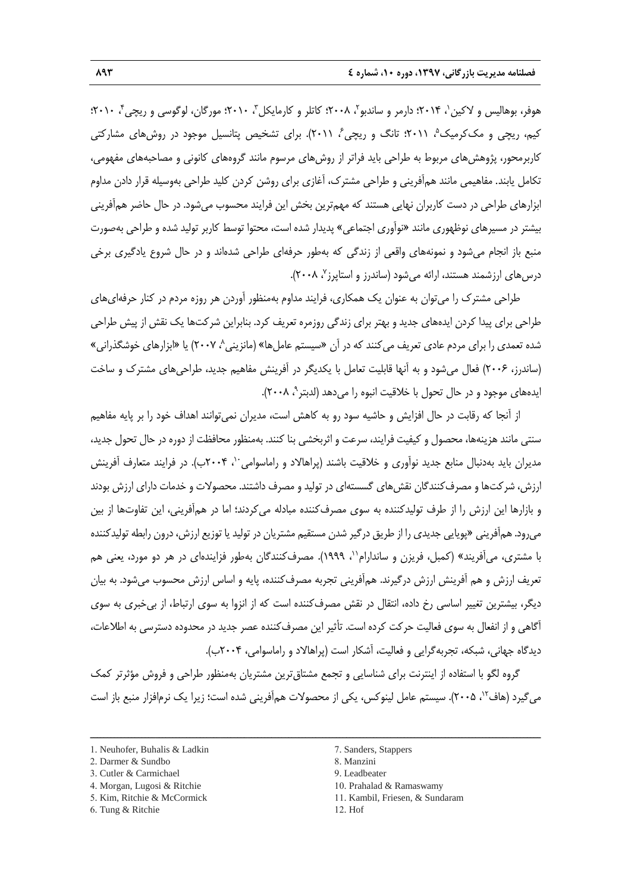هوفر، بوهالیس و لاکین[1]، ۲۰۱۴؛ دارمر و ساندبو[2]، ۲۰۰۸؛ کاتلر و کارمایکل[3]، ۲۰۱۰؛ مورگان، لوگوسی و ریچی[4]، ۲۰۱۰؛ کیم، ریچی و مک‌کرمیک[5]، ۲۰۱۱؛ تانگ و ریچی[6]، ۲۰۱۱). برای تشخیص پتانسیل موجود در روش‌های مشارکتی کاربرمحور، پژوهش‌های مربوط به طراحی باید فراتر از روش‌های مرسوم مانند گروه‌های کانونی و مصاحبه‌های مفهومی، تکامل یابند. مفاهیمی مانند هم‌آفرینی و طراحی مشترک، آغازی برای روشن کردن کلید طراحی به‌وسیله قرار دادن مداوم ابزارهای طراحی در دست کاربران نهایی هستند که مهم‌ترین بخش این فرایند محسوب می‌شود. در حال حاضر هم‌آفرینی بیشتر در مسیرهای نوظهوری مانند «نوآوری اجتماعی» پدیدار شده است، محتوا توسط کاربر تولید شده و طراحی به‌صورت منبع باز انجام می‌شود و نمونه‌های واقعی از زندگی که به‌طور حرفه‌ای طراحی شده‌اند و در حال شروع یادگیری برخی درس‌های ارزشمند هستند، ارائه می‌شود (ساندرز و استاپرز[7]، ۲۰۰۸).

طراحی مشترک را می‌توان به عنوان یک همکاری، فرایند مداوم به‌منظور آوردن هر روزه مردم در کنار حرفه‌ای‌های طراحی برای پیدا کردن ایده‌های جدید و بهتر برای زندگی روزمره تعریف کرد. بنابراین شرکت‌ها یک نقش از پیش طراحی شده تعمدی را برای مردم عادی تعریف می‌کنند که در آن «سیستم عامل‌ها» (مانزینی[8]، ۲۰۰۷) یا «ابزارهای خوشگذرانی» (ساندرز، ۲۰۰۶) فعال می‌شود و به آنها قابلیت تعامل با یکدیگر در آفرینش مفاهیم جدید، طراحی‌های مشترک و ساخت ایده‌های موجود و در حال تحول با خلاقیت انبوه را می‌دهد (لدبتر[9]، ۲۰۰۸).

از آنجا که رقابت در حال افزایش و حاشیه سود رو به کاهش است، مدیران نمی‌توانند اهداف خود را بر پایه مفاهیم سنتی مانند هزینه‌ها، محصول و کیفیت فرایند، سرعت و اثربخشی بنا کنند. به‌منظور محافظت از دوره در حال تحول جدید، مدیران باید به‌دنبال منابع جدید نوآوری و خلاقیت باشند (پراهالاد و راماسوامی[10]، ۲۰۰۴ب). در فرایند متعارف آفرینش ارزش، شرکت‌ها و مصرف‌کنندگان نقش‌های گسسته‌ای در تولید و مصرف داشتند. محصولات و خدمات دارای ارزش بودند و بازارها این ارزش را از طرف تولیدکننده به سوی مصرف‌کننده مبادله می‌کردند؛ اما در هم‌آفرینی، این تفاوت‌ها از بین می‌رود. هم‌آفرینی «پویایی جدیدی را از طریق درگیر شدن مستقیم مشتریان در تولید یا توزیع ارزش، درون رابطه تولیدکننده با مشتری، می‌آفریند» (کمبل، فریزن و ساندارام[11]، ۱۹۹۹). مصرف‌کنندگان به‌طور فزاینده‌ای در هر دو مورد، یعنی هم تعریف ارزش و هم آفرینش ارزش درگیرند. هم‌آفرینی تجربه مصرف‌کننده، پایه و اساس ارزش محسوب می‌شود. به بیان دیگر، بیشترین تغییر اساسی رخ داده، انتقال در نقش مصرف‌کننده است که از انزوا به سوی ارتباط، از بی‌خبری به سوی آگاهی و از انفعال به سوی فعالیت حرکت کرده است. تأثیر این مصرف‌کننده عصر جدید در محدوده دسترسی به اطلاعات، دیدگاه جهانی، شبکه، تجربه‌گرایی و فعالیت، آشکار است (پراهالاد و راماسوامی، ۲۰۰۴ب).

گروه لگو با استفاده از اینترنت برای شناسایی و تجمع مشتاق‌ترین مشتریان به‌منظور طراحی و فروش مؤثرتر کمک می‌گیرد (هاف[12]، ۲۰۰۵). سیستم عامل لینوکس، یکی از محصولات هم‌آفرینی شده است؛ زیرا یک نرم‌افزار منبع باز است

---

1. Neuhofer, Buhalis & Ladkin
2. Darmer & Sundbo
3. Cutler & Carmichael
4. Morgan, Lugosi & Ritchie
5. Kim, Ritchie & McCormick
6. Tung & Ritchie
7. Sanders, Stappers
8. Manzini
9. Leadbeater
10. Prahalad & Ramaswamy
11. Kambil, Friesen, & Sundaram
12. Hof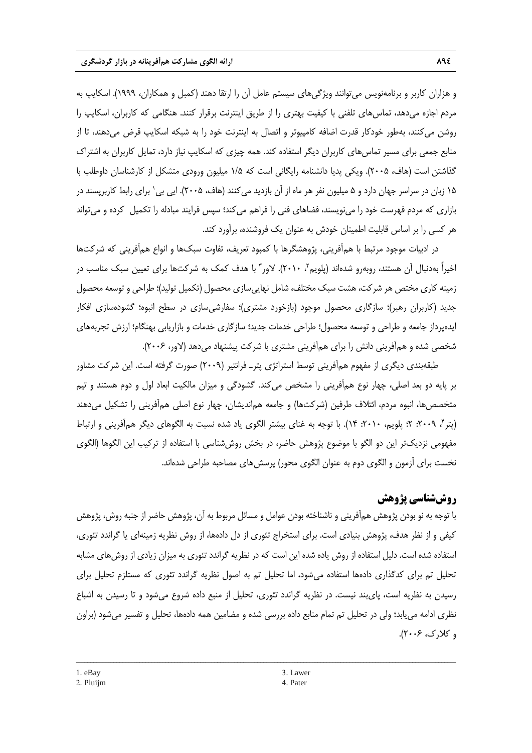و هزاران کاربر و برنامه‌نویس می‌توانند ویژگی‌های سیستم عامل آن را ارتقا دهند (کمبل و همکاران، ۱۹۹۹). اسکایپ به مردم اجازه می‌دهد، تماس‌های تلفنی با کیفیت بهتری را از طریق اینترنت برقرار کنند. هنگامی که کاربران، اسکایپ را روشن می‌کنند، به‌طور خودکار قدرت اضافه کامپیوتر و اتصال به اینترنت خود را به شبکه اسکایپ قرض می‌دهند، تا از منابع جمعی برای مسیر تماس‌های کاربران دیگر استفاده کند. همه چیزی که اسکایپ نیاز دارد، تمایل کاربران به اشتراک گذاشتن است (هاف، ۲۰۰۵). ویکی پدیا دانشنامه رایگانی است که ۱/۵ میلیون ورودی متشکل از کارشناسان داوطلب با ۱۵ زبان در سراسر جهان دارد و ۵ میلیون نفر هر ماه از آن بازدید می‌کنند (هاف، ۲۰۰۵). ایی بی[1] برای رابط کاربرپسند در بازاری که مردم فهرست خود را می‌نویسند، فضاهای فنی را فراهم می‌کند؛ سپس فرایند مبادله را تکمیل کرده و می‌تواند هر کسی را بر اساس قابلیت اطمینان خودش به عنوان یک فروشنده، برآورد کند.

در ادبیات موجود مرتبط با هم‌آفرینی، پژوهشگرها با کمبود تعریف، تفاوت سبک‌ها و انواع هم‌آفرینی که شرکت‌ها اخیراً به‌دنبال آن هستند، روبه‌رو شده‌اند (پلویم[2]، ۲۰۱۰). لاور[3] با هدف کمک به شرکت‌ها برای تعیین سبک مناسب در زمینه کاری مختص هر شرکت، هشت سبک مختلف، شامل نهایی‌سازی محصول (تکمیل تولید)؛ طراحی و توسعه محصول جدید (کاربران رهبر)؛ سازگاری محصول موجود (بازخورد مشتری)؛ سفارشی‌سازی در سطح انبوه؛ گشوده‌سازی افکار ایده‌پرداز جامعه و طراحی و توسعه محصول؛ طراحی خدمات جدید؛ سازگاری خدمات و بازاریابی بهنگام؛ ارزش تجربه‌های شخصی شده و هم‌آفرینی دانش را برای هم‌آفرینی مشتری با شرکت پیشنهاد می‌دهد (لاور، ۲۰۰۶).

طبقه‌بندی دیگری از مفهوم هم‌آفرینی توسط استراتژی پتر ـ فرانتیر (۲۰۰۹) صورت گرفته است. این شرکت مشاور بر پایه دو بعد اصلی، چهار نوع هم‌آفرینی را مشخص می‌کند. گشودگی و میزان مالکیت ابعاد اول و دوم هستند و تیم متخصص‌ها، انبوه مردم، ائتلاف طرفین (شرکت‌ها) و جامعه هم‌اندیشان، چهار نوع اصلی هم‌آفرینی را تشکیل می‌دهند (پتر[4]، ۲۰۰۹: ۲؛ پلویم، ۲۰۱۰: ۱۴). با توجه به غنای بیشتر الگوی یاد شده نسبت به الگوهای دیگر هم‌آفرینی و ارتباط مفهومی نزدیک‌تر این دو الگو با موضوع پژوهش حاضر، در بخش روش‌شناسی با استفاده از ترکیب این الگوها (الگوی نخست برای آزمون و الگوی دوم به عنوان الگوی محور) پرسش‌های مصاحبه طراحی شده‌اند.

## روش‌شناسی پژوهش

با توجه به نو بودن پژوهش هم‌آفرینی و ناشناخته بودن عوامل و مسائل مربوط به آن، پژوهش حاضر از جنبه روش، پژوهش کیفی و از نظر هدف، پژوهش بنیادی است. برای استخراج تئوری از دل داده‌ها، از روش نظریه زمینه‌ای یا گراندد تئوری، استفاده شده است. دلیل استفاده از روش یاده شده این است که در نظریه گراندد تئوری به میزان زیادی از روش‌های مشابه تحلیل تم برای کدگذاری داده‌ها استفاده می‌شود، اما تحلیل تم به اصول نظریه گراندد تئوری که مستلزم تحلیل برای رسیدن به نظریه است، پای‌بند نیست. در نظریه گراندد تئوری، تحلیل از منبع داده شروع می‌شود و تا رسیدن به اشباع نظری ادامه می‌یابد؛ ولی در تحلیل تم تمام منابع داده بررسی شده و مضامین همه داده‌ها، تحلیل و تفسیر می‌شود (براون و کلارک، ۲۰۰۶).

---

1. eBay
2. Pluijm
3. Lawer
4. Pater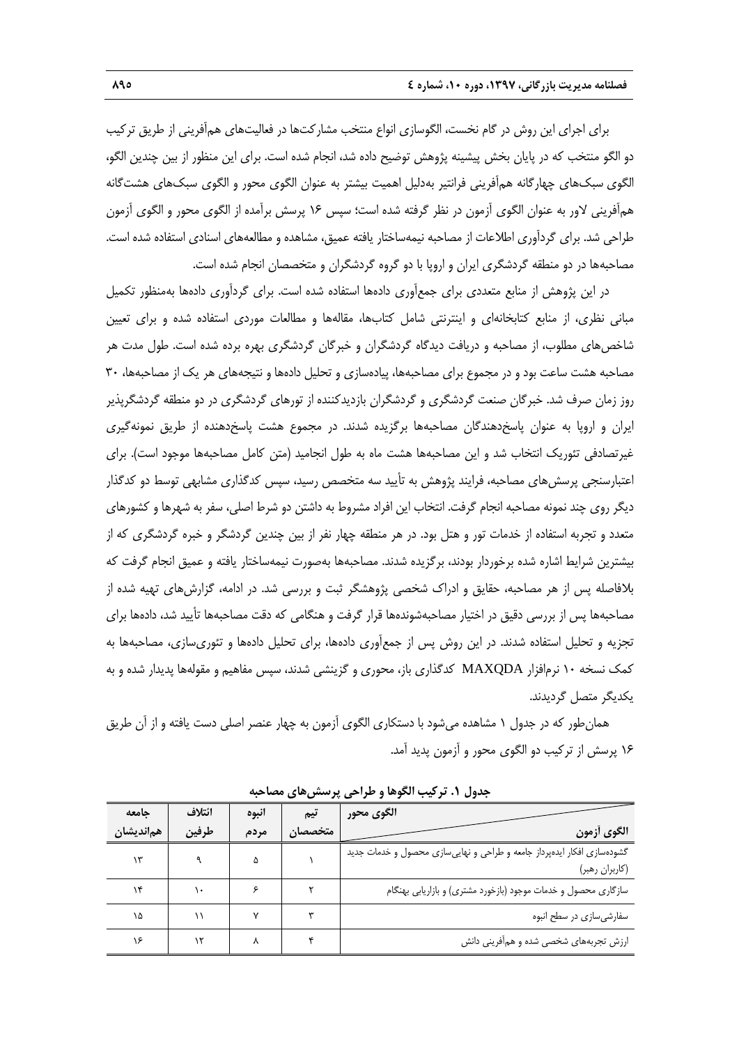برای اجرای این روش در گام نخست، الگوسازی انواع منتخب مشارکت‌ها در فعالیت‌های هم‌آفرینی از طریق ترکیب دو الگو منتخب که در پایان بخش پیشینه پژوهش توضیح داده شد، انجام شده است. برای این منظور از بین چندین الگو، الگوی سبک‌های چهارگانه هم‌آفرینی فرانتیر به‌دلیل اهمیت بیشتر به عنوان الگوی محور و الگوی سبک‌های هشت‌گانه هم‌آفرینی لاور به عنوان الگوی آزمون در نظر گرفته شده است؛ سپس ۱۶ پرسش برآمده از الگوی محور و الگوی آزمون طراحی شد. برای گردآوری اطلاعات از مصاحبه نیمه‌ساختار یافته عمیق، مشاهده و مطالعه‌های اسنادی استفاده شده است. مصاحبه‌ها در دو منطقه گردشگری ایران و اروپا با دو گروه گردشگران و متخصصان انجام شده است.

در این پژوهش از منابع متعددی برای جمع‌آوری داده‌ها استفاده شده است. برای گردآوری داده‌ها به‌منظور تکمیل مبانی نظری، از منابع کتابخانه‌ای و اینترنتی شامل کتاب‌ها، مقاله‌ها و مطالعات موردی استفاده شده و برای تعیین شاخص‌های مطلوب، از مصاحبه و دریافت دیدگاه گردشگران و خبرگان گردشگری بهره برده شده است. طول مدت هر مصاحبه هشت ساعت بود و در مجموع برای مصاحبه‌ها، پیاده‌سازی و تحلیل داده‌ها و نتیجه‌های هر یک از مصاحبه‌ها، ۳۰ روز زمان صرف شد. خبرگان صنعت گردشگری و گردشگران بازدیدکننده از تورهای گردشگری در دو منطقه گردشگرپذیر ایران و اروپا به عنوان پاسخ‌دهندگان مصاحبه‌ها برگزیده شدند. در مجموع هشت پاسخ‌دهنده از طریق نمونه‌گیری غیرتصادفی تئوریک انتخاب شد و این مصاحبه‌ها هشت ماه به طول انجامید (متن کامل مصاحبه‌ها موجود است). برای اعتبارسنجی پرسش‌های مصاحبه، فرایند پژوهش به تأیید سه متخصص رسید، سپس کدگذاری مشابهی توسط دو کدگذار دیگر روی چند نمونه مصاحبه انجام گرفت. انتخاب این افراد مشروط به داشتن دو شرط اصلی، سفر به شهرها و کشورهای متعدد و تجربه استفاده از خدمات تور و هتل بود. در هر منطقه چهار نفر از بین چندین گردشگر و خبره گردشگری که از بیشترین شرایط اشاره شده برخوردار بودند، برگزیده شدند. مصاحبه‌ها به‌صورت نیمه‌ساختار یافته و عمیق انجام گرفت که بلافاصله پس از هر مصاحبه، حقایق و ادراک شخصی پژوهشگر ثبت و بررسی شد. در ادامه، گزارش‌های تهیه شده از مصاحبه‌ها پس از بررسی دقیق در اختیار مصاحبه‌شونده‌ها قرار گرفت و هنگامی که دقت مصاحبه‌ها تأیید شد، داده‌ها برای تجزیه و تحلیل استفاده شدند. در این روش پس از جمع‌آوری داده‌ها، برای تحلیل داده‌ها و تئوری‌سازی، مصاحبه‌ها به کمک نسخه ۱۰ نرم‌افزار MAXQDA کدگذاری باز، محوری و گزینشی شدند، سپس مفاهیم و مقوله‌ها پدیدار شده و به یکدیگر متصل گردیدند.

همان‌طور که در جدول ۱ مشاهده می‌شود با دستکاری الگوی آزمون به چهار عنصر اصلی دست یافته و از آن طریق ۱۶ پرسش از ترکیب دو الگوی محور و آزمون پدید آمد.

**جدول ۱. ترکیب الگوها و طراحی پرسش‌های مصاحبه**

| الگوی محور / الگوی آزمون | تیم متخصصان | انبوه مردم | ائتلاف طرفین | جامعه هم‌اندیشان |
|---|---|---|---|---|
| گشوده‌سازی افکار ایده‌پرداز جامعه و طراحی و نهایی‌سازی محصول و خدمات جدید (کاربران رهبر) | ۱ | ۵ | ۹ | ۱۳ |
| سازگاری محصول و خدمات موجود (بازخورد مشتری) و بازاریابی بهنگام | ۲ | ۶ | ۱۰ | ۱۴ |
| سفارشی‌سازی در سطح انبوه | ۳ | ۷ | ۱۱ | ۱۵ |
| ارزش تجربه‌های شخصی شده و هم‌آفرینی دانش | ۴ | ۸ | ۱۲ | ۱۶ |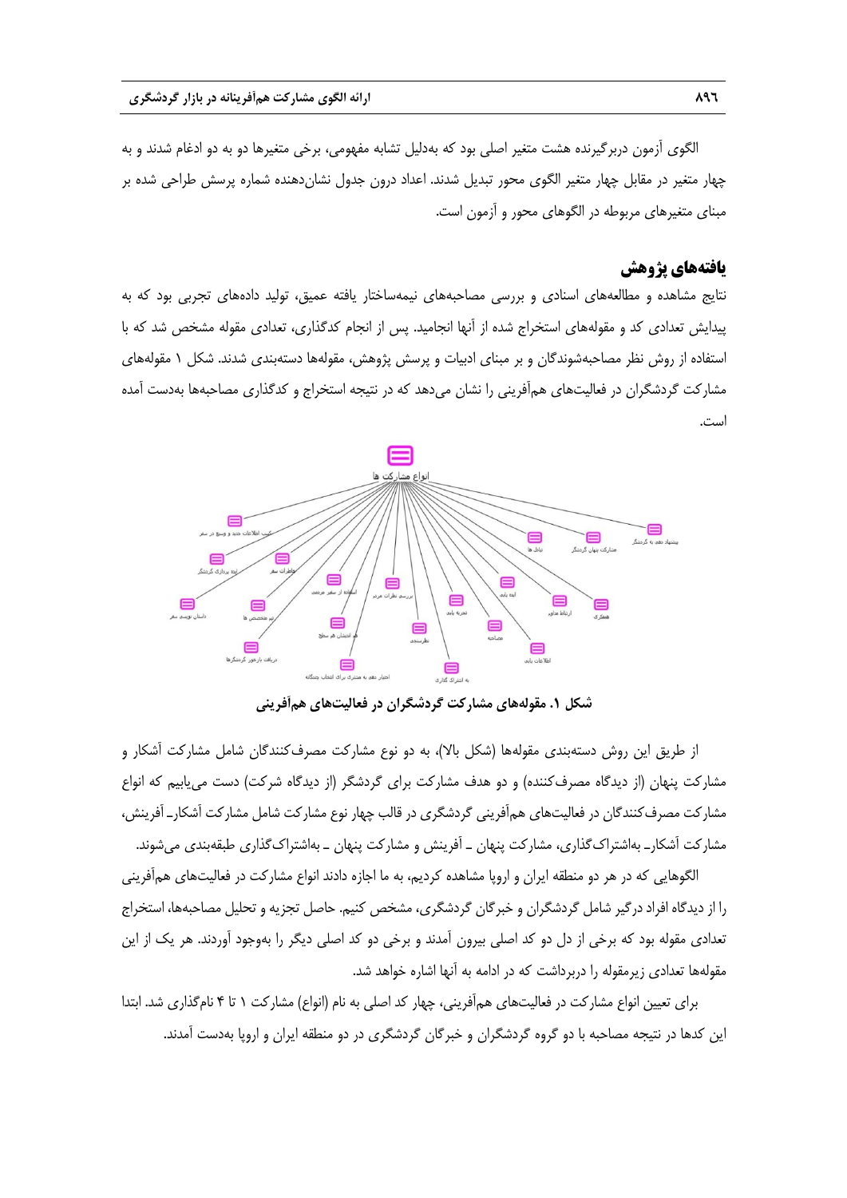الگوی آزمون دربرگیرنده هشت متغیر اصلی بود که به‌دلیل تشابه مفهومی، برخی متغیرها دو به دو ادغام شدند و به چهار متغیر در مقابل چهار متغیر الگوی محور تبدیل شدند. اعداد درون جدول نشان‌دهنده شماره پرسش طراحی شده بر مبنای متغیرهای مربوطه در الگوهای محور و آزمون است.

## یافته‌های پژوهش

نتایج مشاهده و مطالعه‌های اسنادی و بررسی مصاحبه‌های نیمه‌ساختار یافته عمیق، تولید داده‌های تجربی بود که به پیدایش تعدادی کد و مقوله‌های استخراج شده از آنها انجامید. پس از انجام کدگذاری، تعدادی مقوله مشخص شد که با استفاده از روش نظر مصاحبه‌شوندگان و بر مبنای ادبیات و پرسش پژوهش، مقوله‌ها دسته‌بندی شدند. شکل ۱ مقوله‌های مشارکت گردشگران در فعالیت‌های هم‌آفرینی را نشان می‌دهد که در نتیجه استخراج و کدگذاری مصاحبه‌ها به‌دست آمده است.

**شکل ۱. مقوله‌های مشارکت گردشگران در فعالیت‌های هم‌آفرینی**

از طریق این روش دسته‌بندی مقوله‌ها (شکل بالا)، به دو نوع مشارکت مصرف‌کنندگان شامل مشارکت آشکار و مشارکت پنهان (از دیدگاه مصرف‌کننده) و دو هدف مشارکت برای گردشگر (از دیدگاه شرکت) دست می‌یابیم که انواع مشارکت مصرف‌کنندگان در فعالیت‌های هم‌آفرینی گردشگری در قالب چهار نوع مشارکت شامل مشارکت آشکار_ آفرینش، مشارکت آشکار_ به‌اشتراک‌گذاری، مشارکت پنهان _ آفرینش و مشارکت پنهان _ به‌اشتراک‌گذاری طبقه‌بندی می‌شوند.

الگوهایی که در هر دو منطقه ایران و اروپا مشاهده کردیم، به ما اجازه دادند انواع مشارکت در فعالیت‌های هم‌آفرینی را از دیدگاه افراد درگیر شامل گردشگران و خبرگان گردشگری، مشخص کنیم. حاصل تجزیه و تحلیل مصاحبه‌ها، استخراج تعدادی مقوله بود که برخی از دل دو کد اصلی بیرون آمدند و برخی دو کد اصلی دیگر را به‌وجود آوردند. هر یک از این مقوله‌ها تعدادی زیرمقوله را دربرداشت که در ادامه به آنها اشاره خواهد شد.

برای تعیین انواع مشارکت در فعالیت‌های هم‌آفرینی، چهار کد اصلی به نام (انواع) مشارکت ۱ تا ۴ نام‌گذاری شد. ابتدا این کدها در نتیجه مصاحبه با دو گروه گردشگران و خبرگان گردشگری در دو منطقه ایران و اروپا به‌دست آمدند.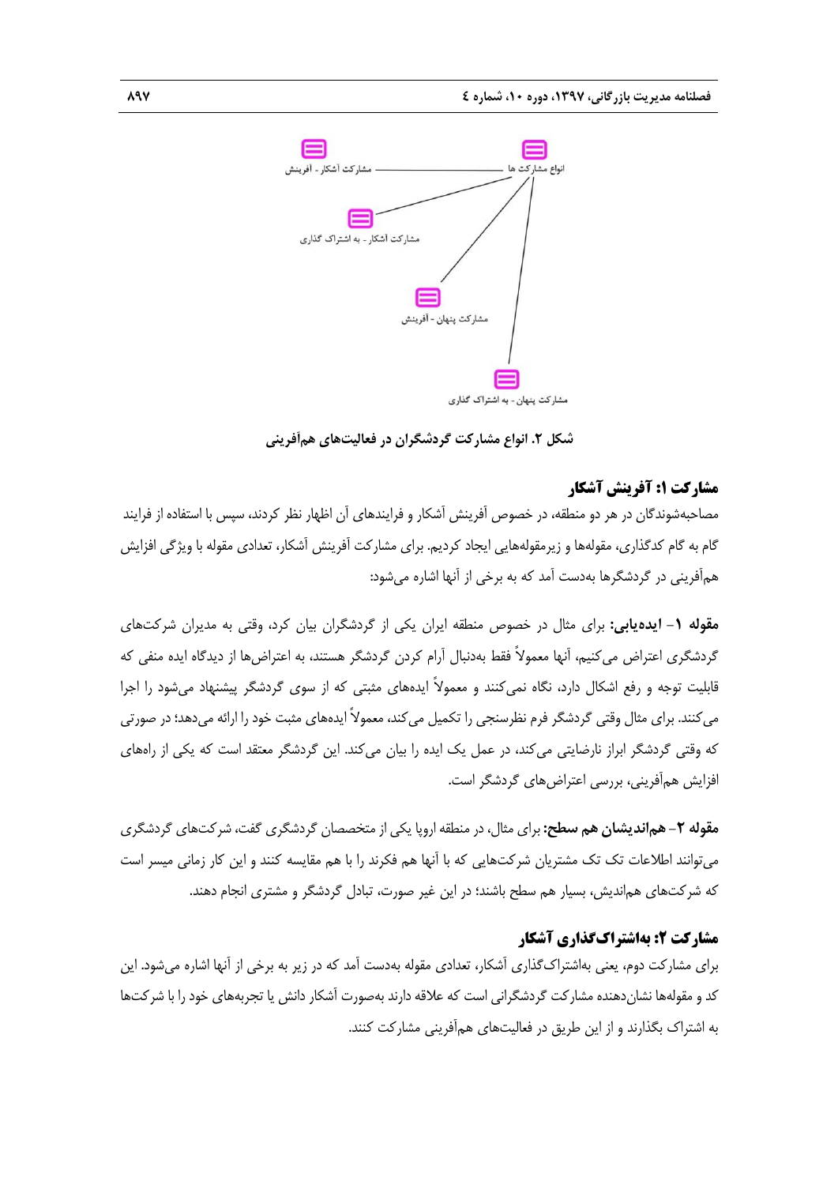انواع مشارکت ها

مشارکت آشکار - آفرینش

مشارکت آشکار - به اشتراک گذاری

مشارکت پنهان - آفرینش

مشارکت پنهان - به اشتراک گذاری

**شکل ۲. انواع مشارکت گردشگران در فعالیت‌های هم‌آفرینی**

### مشارکت ۱: آفرینش آشکار

مصاحبه‌شوندگان در هر دو منطقه، در خصوص آفرینش آشکار و فرایندهای آن اظهار نظر کردند، سپس با استفاده از فرایند گام به گام کدگذاری، مقوله‌ها و زیرمقوله‌هایی ایجاد کردیم. برای مشارکت آفرینش آشکار، تعدادی مقوله با ویژگی افزایش هم‌آفرینی در گردشگرها به‌دست آمد که به برخی از آنها اشاره می‌شود:

**مقوله ۱– ایده‌یابی:** برای مثال در خصوص منطقه ایران یکی از گردشگران بیان کرد، وقتی به مدیران شرکت‌های گردشگری اعتراض می‌کنیم، آنها معمولاً فقط به‌دنبال آرام کردن گردشگر هستند، به اعتراض‌ها از دیدگاه ایده منفی که قابلیت توجه و رفع اشکال دارد، نگاه نمی‌کنند و معمولاً ایده‌های مثبتی که از سوی گردشگر پیشنهاد می‌شود را اجرا می‌کنند. برای مثال وقتی گردشگر فرم نظرسنجی را تکمیل می‌کند، معمولاً ایده‌های مثبت خود را ارائه می‌دهد؛ در صورتی که وقتی گردشگر ابراز نارضایتی می‌کند، در عمل یک ایده را بیان می‌کند. این گردشگر معتقد است که یکی از راه‌های افزایش هم‌آفرینی، بررسی اعتراض‌های گردشگر است.

**مقوله ۲– هم‌اندیشان هم سطح:** برای مثال، در منطقه اروپا یکی از متخصصان گردشگری گفت، شرکت‌های گردشگری می‌توانند اطلاعات تک تک مشتریان شرکت‌هایی که با آنها هم فکرند را با هم مقایسه کنند و این کار زمانی میسر است که شرکت‌های هم‌اندیش، بسیار هم سطح باشند؛ در این غیر صورت، تبادل گردشگر و مشتری انجام دهند.

### مشارکت ۲: به‌اشتراک‌گذاری آشکار

برای مشارکت دوم، یعنی به‌اشتراک‌گذاری آشکار، تعدادی مقوله به‌دست آمد که در زیر به برخی از آنها اشاره می‌شود. این کد و مقوله‌ها نشان‌دهنده مشارکت گردشگرانی است که علاقه دارند به‌صورت آشکار دانش یا تجربه‌های خود را با شرکت‌ها به اشتراک بگذارند و از این طریق در فعالیت‌های هم‌آفرینی مشارکت کنند.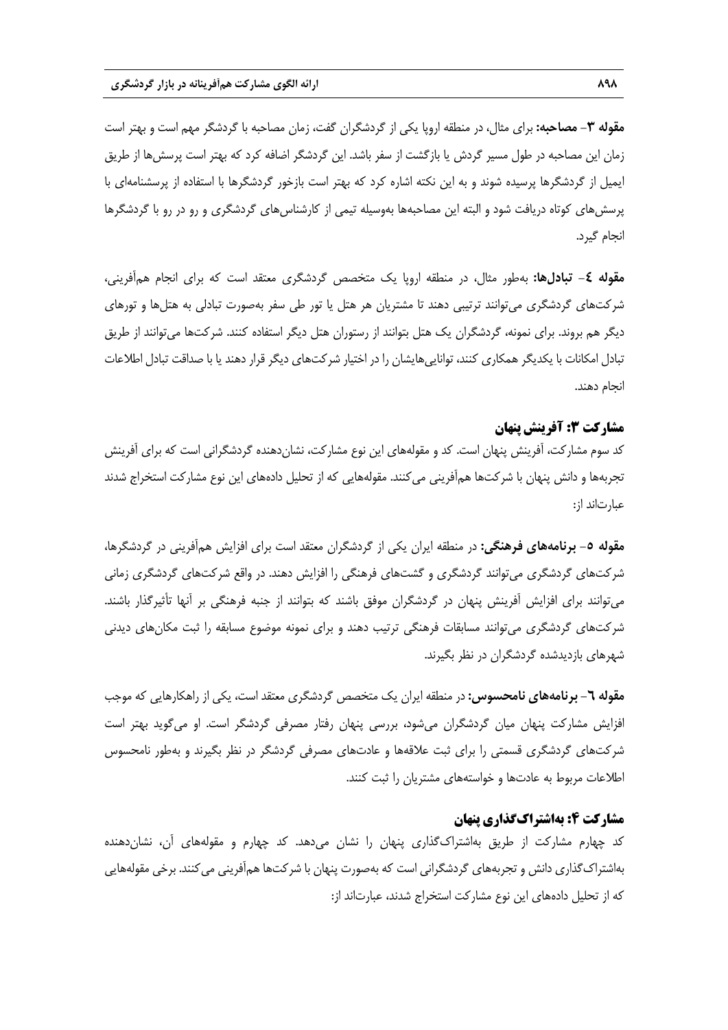**مقوله ۳- مصاحبه:** برای مثال، در منطقه اروپا یکی از گردشگران گفت، زمان مصاحبه با گردشگر مهم است و بهتر است زمان این مصاحبه در طول مسیر گردش یا بازگشت از سفر باشد. این گردشگر اضافه کرد که بهتر است پرسش‌ها از طریق ایمیل از گردشگرها پرسیده شوند و به این نکته اشاره کرد که بهتر است بازخور گردشگرها با استفاده از پرسشنامه‌ای با پرسش‌های کوتاه دریافت شود و البته این مصاحبه‌ها به‌وسیله تیمی از کارشناس‌های گردشگری و رو در رو با گردشگرها انجام گیرد.

**مقوله ٤- تبادل‌ها:** به‌طور مثال، در منطقه اروپا یک متخصص گردشگری معتقد است که برای انجام هم‌آفرینی، شرکت‌های گردشگری می‌توانند ترتیبی دهند تا مشتریان هر هتل یا تور طی سفر به‌صورت تبادلی به هتل‌ها و تورهای دیگر هم بروند. برای نمونه، گردشگران یک هتل بتوانند از رستوران هتل دیگر استفاده کنند. شرکت‌ها می‌توانند از طریق تبادل امکانات با یکدیگر همکاری کنند، توانایی‌هایشان را در اختیار شرکت‌های دیگر قرار دهند یا با صداقت تبادل اطلاعات انجام دهند.

## مشارکت ۳: آفرینش پنهان

کد سوم مشارکت، آفرینش پنهان است. کد و مقوله‌های این نوع مشارکت، نشان‌دهنده گردشگرانی است که برای آفرینش تجربه‌ها و دانش پنهان با شرکت‌ها هم‌آفرینی می‌کنند. مقوله‌هایی که از تحلیل داده‌های این نوع مشارکت استخراج شدند عبارت‌اند از:

**مقوله ٥- برنامه‌های فرهنگی:** در منطقه ایران یکی از گردشگران معتقد است برای افزایش هم‌آفرینی در گردشگرها، شرکت‌های گردشگری می‌توانند گردشگری و گشت‌های فرهنگی را افزایش دهند. در واقع شرکت‌های گردشگری زمانی می‌توانند برای افزایش آفرینش پنهان در گردشگران موفق باشند که بتوانند از جنبه فرهنگی بر آنها تأثیرگذار باشند. شرکت‌های گردشگری می‌توانند مسابقات فرهنگی ترتیب دهند و برای نمونه موضوع مسابقه را ثبت مکان‌های دیدنی شهرهای بازدیدشده گردشگران در نظر بگیرند.

**مقوله ٦- برنامه‌های نامحسوس:** در منطقه ایران یک متخصص گردشگری معتقد است، یکی از راهکارهایی که موجب افزایش مشارکت پنهان میان گردشگران می‌شود، بررسی پنهان رفتار مصرفی گردشگر است. او می‌گوید بهتر است شرکت‌های گردشگری قسمتی را برای ثبت علاقه‌ها و عادت‌های مصرفی گردشگر در نظر بگیرند و به‌طور نامحسوس اطلاعات مربوط به عادت‌ها و خواسته‌های مشتریان را ثبت کنند.

## مشارکت ۴: به‌اشتراک‌گذاری پنهان

کد چهارم مشارکت از طریق به‌اشتراک‌گذاری پنهان را نشان می‌دهد. کد چهارم و مقوله‌های آن، نشان‌دهنده به‌اشتراک‌گذاری دانش و تجربه‌های گردشگرانی است که به‌صورت پنهان با شرکت‌ها هم‌آفرینی می‌کنند. برخی مقوله‌هایی که از تحلیل داده‌های این نوع مشارکت استخراج شدند، عبارت‌اند از: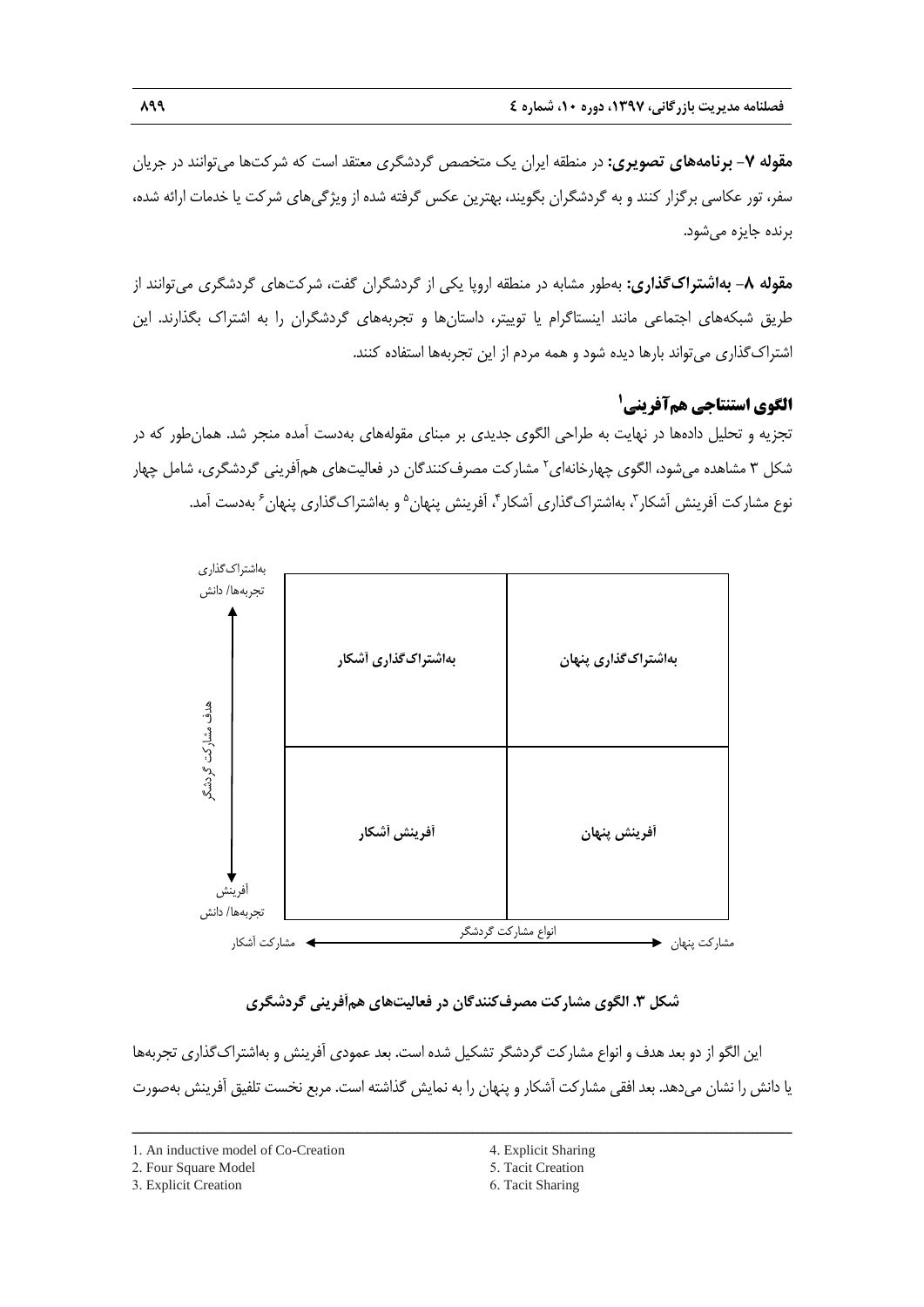**مقوله ۷- برنامه‌های تصویری:** در منطقه ایران یک متخصص گردشگری معتقد است که شرکت‌ها می‌توانند در جریان سفر، تور عکاسی برگزار کنند و به گردشگران بگویند، بهترین عکس گرفته شده از ویژگی‌های شرکت یا خدمات ارائه شده، برنده جایزه می‌شود.

**مقوله ۸- به‌اشتراک‌گذاری:** به‌طور مشابه در منطقه اروپا یکی از گردشگران گفت، شرکت‌های گردشگری می‌توانند از طریق شبکه‌های اجتماعی مانند اینستاگرام یا توییتر، داستان‌ها و تجربه‌های گردشگران را به اشتراک بگذارند. این اشتراک‌گذاری می‌تواند بارها دیده شود و همه مردم از این تجربه‌ها استفاده کنند.

## الگوی استنتاجی هم‌آفرینی[1]

تجزیه و تحلیل داده‌ها در نهایت به طراحی الگوی جدیدی بر مبنای مقوله‌های به‌دست آمده منجر شد. همان‌طور که در شکل ۳ مشاهده می‌شود، الگوی چهارخانه‌ای[2] مشارکت مصرف‌کنندگان در فعالیت‌های هم‌آفرینی گردشگری، شامل چهار نوع مشارکت آفرینش آشکار[3]، به‌اشتراک‌گذاری آشکار[4]، آفرینش پنهان[5] و به‌اشتراک‌گذاری پنهان[6] به‌دست آمد.

| | مشارکت پنهان | مشارکت آشکار |
|---|---|---|
| **هدف مشارکت گردشگر: به‌اشتراک‌گذاری تجربه‌ها/ دانش** | **به‌اشتراک‌گذاری پنهان** | **به‌اشتراک‌گذاری آشکار** |
| **هدف مشارکت گردشگر: آفرینش تجربه‌ها/ دانش** | **آفرینش پنهان** | **آفرینش آشکار** |

(محور افقی: انواع مشارکت گردشگر؛ از مشارکت آشکار تا مشارکت پنهان — محور عمودی: هدف مشارکت گردشگر؛ از آفرینش تجربه‌ها/ دانش تا به‌اشتراک‌گذاری تجربه‌ها/ دانش)

**شکل ۳. الگوی مشارکت مصرف‌کنندگان در فعالیت‌های هم‌آفرینی گردشگری**

این الگو از دو بعد هدف و انواع مشارکت گردشگر تشکیل شده است. بعد عمودی آفرینش و به‌اشتراک‌گذاری تجربه‌ها یا دانش را نشان می‌دهد. بعد افقی مشارکت آشکار و پنهان را به نمایش گذاشته است. مربع نخست تلفیق آفرینش به‌صورت

---

1. An inductive model of Co-Creation
2. Four Square Model
3. Explicit Creation
4. Explicit Sharing
5. Tacit Creation
6. Tacit Sharing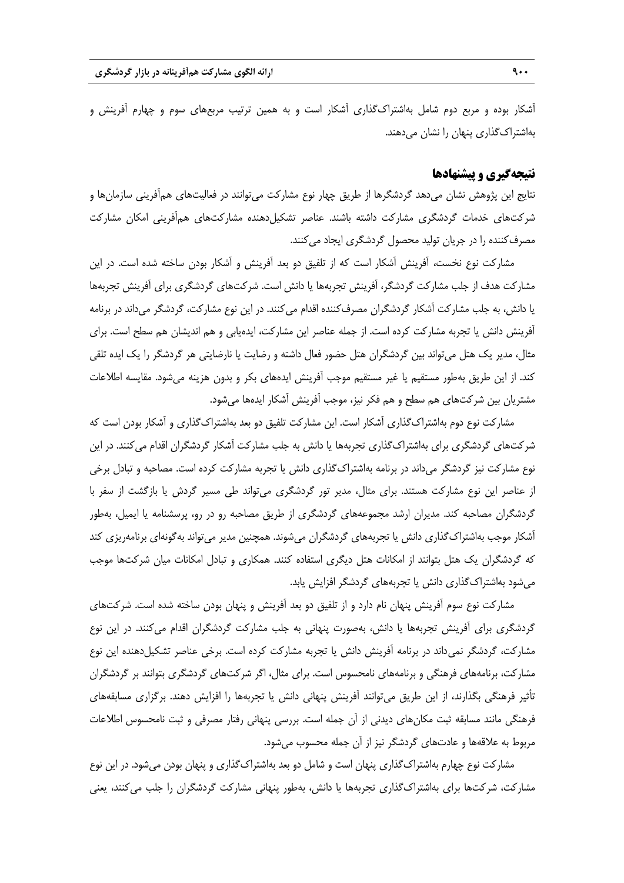آشکار بوده و مربع دوم شامل به‌اشتراک‌گذاری آشکار است و به همین ترتیب مربع‌های سوم و چهارم آفرینش و به‌اشتراک‌گذاری پنهان را نشان می‌دهند.

## نتیجه‌گیری و پیشنهادها

نتایج این پژوهش نشان می‌دهد گردشگرها از طریق چهار نوع مشارکت می‌توانند در فعالیت‌های هم‌آفرینی سازمان‌ها و شرکت‌های خدمات گردشگری مشارکت داشته باشند. عناصر تشکیل‌دهنده مشارکت‌های هم‌آفرینی امکان مشارکت مصرف‌کننده را در جریان تولید محصول گردشگری ایجاد می‌کنند.

مشارکت نوع نخست، آفرینش آشکار است که از تلفیق دو بعد آفرینش و آشکار بودن ساخته شده است. در این مشارکت هدف از جلب مشارکت گردشگر، آفرینش تجربه‌ها یا دانش است. شرکت‌های گردشگری برای آفرینش تجربه‌ها یا دانش، به جلب مشارکت آشکار گردشگران مصرف‌کننده اقدام می‌کنند. در این نوع مشارکت، گردشگر می‌داند در برنامه آفرینش دانش یا تجربه مشارکت کرده است. از جمله عناصر این مشارکت، ایده‌یابی و هم اندیشان هم سطح است. برای مثال، مدیر یک هتل می‌تواند بین گردشگران هتل حضور فعال داشته و رضایت یا نارضایتی هر گردشگر را یک ایده تلقی کند. از این طریق به‌طور مستقیم یا غیر مستقیم موجب آفرینش ایده‌های بکر و بدون هزینه می‌شود. مقایسه اطلاعات مشتریان بین شرکت‌های هم سطح و هم فکر نیز، موجب آفرینش آشکار ایده‌ها می‌شود.

مشارکت نوع دوم به‌اشتراک‌گذاری آشکار است. این مشارکت تلفیق دو بعد به‌اشتراک‌گذاری و آشکار بودن است که شرکت‌های گردشگری برای به‌اشتراک‌گذاری تجربه‌ها یا دانش به جلب مشارکت آشکار گردشگران اقدام می‌کنند. در این نوع مشارکت نیز گردشگر می‌داند در برنامه به‌اشتراک‌گذاری دانش یا تجربه مشارکت کرده است. مصاحبه و تبادل برخی از عناصر این نوع مشارکت هستند. برای مثال، مدیر تور گردشگری می‌تواند طی مسیر گردش یا بازگشت از سفر با گردشگران مصاحبه کند. مدیران ارشد مجموعه‌های گردشگری از طریق مصاحبه رو در رو، پرسشنامه یا ایمیل، به‌طور آشکار موجب به‌اشتراک‌گذاری دانش یا تجربه‌های گردشگران می‌شوند. همچنین مدیر می‌تواند به‌گونه‌ای برنامه‌ریزی کند که گردشگران یک هتل بتوانند از امکانات هتل دیگری استفاده کنند. همکاری و تبادل امکانات میان شرکت‌ها موجب می‌شود به‌اشتراک‌گذاری دانش یا تجربه‌های گردشگر افزایش یابد.

مشارکت نوع سوم آفرینش پنهان نام دارد و از تلفیق دو بعد آفرینش و پنهان بودن ساخته شده است. شرکت‌های گردشگری برای آفرینش تجربه‌ها یا دانش، به‌صورت پنهانی به جلب مشارکت گردشگران اقدام می‌کنند. در این نوع مشارکت، گردشگر نمی‌داند در برنامه آفرینش دانش یا تجربه مشارکت کرده است. برخی عناصر تشکیل‌دهنده این نوع مشارکت، برنامه‌های فرهنگی و برنامه‌های نامحسوس است. برای مثال، اگر شرکت‌های گردشگری بتوانند بر گردشگران تأثیر فرهنگی بگذارند، از این طریق می‌توانند آفرینش پنهانی دانش یا تجربه‌ها را افزایش دهند. برگزاری مسابقه‌های فرهنگی مانند مسابقه ثبت مکان‌های دیدنی از آن جمله است. بررسی پنهانی رفتار مصرفی و ثبت نامحسوس اطلاعات مربوط به علاقه‌ها و عادت‌های گردشگر نیز از آن جمله محسوب می‌شود.

مشارکت نوع چهارم به‌اشتراک‌گذاری پنهان است و شامل دو بعد به‌اشتراک‌گذاری و پنهان بودن می‌شود. در این نوع مشارکت، شرکت‌ها برای به‌اشتراک‌گذاری تجربه‌ها یا دانش، به‌طور پنهانی مشارکت گردشگران را جلب می‌کنند، یعنی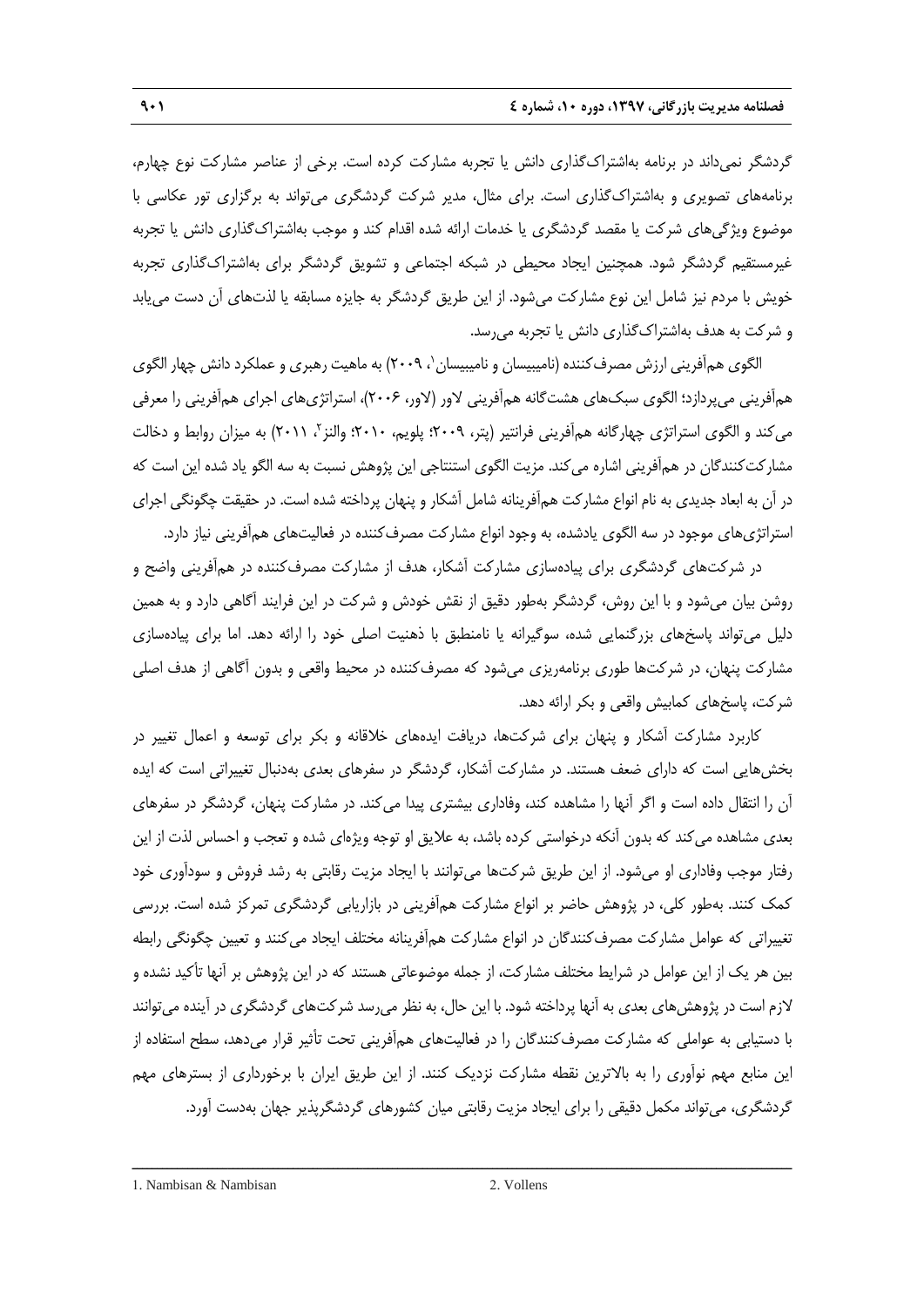گردشگر نمی‌داند در برنامه به‌اشتراک‌گذاری دانش یا تجربه مشارکت کرده است. برخی از عناصر مشارکت نوع چهارم، برنامه‌های تصویری و به‌اشتراک‌گذاری است. برای مثال، مدیر شرکت گردشگری می‌تواند به برگزاری تور عکاسی با موضوع ویژگی‌های شرکت یا مقصد گردشگری یا خدمات ارائه شده اقدام کند و موجب به‌اشتراک‌گذاری دانش یا تجربه غیرمستقیم گردشگر شود. همچنین ایجاد محیطی در شبکه اجتماعی و تشویق گردشگر برای به‌اشتراک‌گذاری تجربه خویش با مردم نیز شامل این نوع مشارکت می‌شود. از این طریق گردشگر به جایزه مسابقه یا لذت‌های آن دست می‌یابد و شرکت به هدف به‌اشتراک‌گذاری دانش یا تجربه می‌رسد.

الگوی هم‌آفرینی ارزش مصرف‌کننده (نامبیسان و نامبیسان[1]، ۲۰۰۹) به ماهیت رهبری و عملکرد دانش چهار الگوی هم‌آفرینی می‌پردازد؛ الگوی سبک‌های هشت‌گانه هم‌آفرینی لاور (لاور، ۲۰۰۶)، استراتژی‌های اجرای هم‌آفرینی را معرفی می‌کند و الگوی استراتژی چهارگانه هم‌آفرینی فرانتیر (پتر، ۲۰۰۹؛ پلویم، ۲۰۱۰؛ والنز[2]، ۲۰۱۱) به میزان روابط و دخالت مشارکت‌کنندگان در هم‌آفرینی اشاره می‌کند. مزیت الگوی استنتاجی این پژوهش نسبت به سه الگو یاد شده این است که در آن به ابعاد جدیدی به نام انواع مشارکت هم‌آفرینانه شامل آشکار و پنهان پرداخته شده است. در حقیقت چگونگی اجرای استراتژی‌های موجود در سه الگوی یادشده، به وجود انواع مشارکت مصرف‌کننده در فعالیت‌های هم‌آفرینی نیاز دارد.

در شرکت‌های گردشگری برای پیاده‌سازی مشارکت آشکار، هدف از مشارکت مصرف‌کننده در هم‌آفرینی واضح و روشن بیان می‌شود و با این روش، گردشگر به‌طور دقیق از نقش خودش و شرکت در این فرایند آگاهی دارد و به همین دلیل می‌تواند پاسخ‌های بزرگنمایی شده، سوگیرانه یا نامنطبق با ذهنیت اصلی خود را ارائه دهد. اما برای پیاده‌سازی مشارکت پنهان، در شرکت‌ها طوری برنامه‌ریزی می‌شود که مصرف‌کننده در محیط واقعی و بدون آگاهی از هدف اصلی شرکت، پاسخ‌های کمابیش واقعی و بکر ارائه دهد.

کاربرد مشارکت آشکار و پنهان برای شرکت‌ها، دریافت ایده‌های خلاقانه و بکر برای توسعه و اعمال تغییر در بخش‌هایی است که دارای ضعف هستند. در مشارکت آشکار، گردشگر در سفرهای بعدی به‌دنبال تغییراتی است که ایده آن را انتقال داده است و اگر آنها را مشاهده کند، وفاداری بیشتری پیدا می‌کند. در مشارکت پنهان، گردشگر در سفرهای بعدی مشاهده می‌کند که بدون آنکه درخواستی کرده باشد، به علایق او توجه ویژه‌ای شده و تعجب و احساس لذت از این رفتار موجب وفاداری او می‌شود. از این طریق شرکت‌ها می‌توانند با ایجاد مزیت رقابتی به رشد فروش و سودآوری خود کمک کنند. به‌طور کلی، در پژوهش حاضر بر انواع مشارکت هم‌آفرینی در بازاریابی گردشگری تمرکز شده است. بررسی تغییراتی که عوامل مشارکت مصرف‌کنندگان در انواع مشارکت هم‌آفرینانه مختلف ایجاد می‌کنند و تعیین چگونگی رابطه بین هر یک از این عوامل در شرایط مختلف مشارکت، از جمله موضوعاتی هستند که در این پژوهش بر آنها تأکید نشده و لازم است در پژوهش‌های بعدی به آنها پرداخته شود. با این حال، به نظر می‌رسد شرکت‌های گردشگری در آینده می‌توانند با دستیابی به عواملی که مشارکت مصرف‌کنندگان را در فعالیت‌های هم‌آفرینی تحت تأثیر قرار می‌دهد، سطح استفاده از این منابع مهم نوآوری را به بالاترین نقطه مشارکت نزدیک کنند. از این طریق ایران با برخورداری از بسترهای مهم گردشگری، می‌تواند مکمل دقیقی را برای ایجاد مزیت رقابتی میان کشورهای گردشگرپذیر جهان به‌دست آورد.

---

1. Nambisan & Nambisan
2. Vollens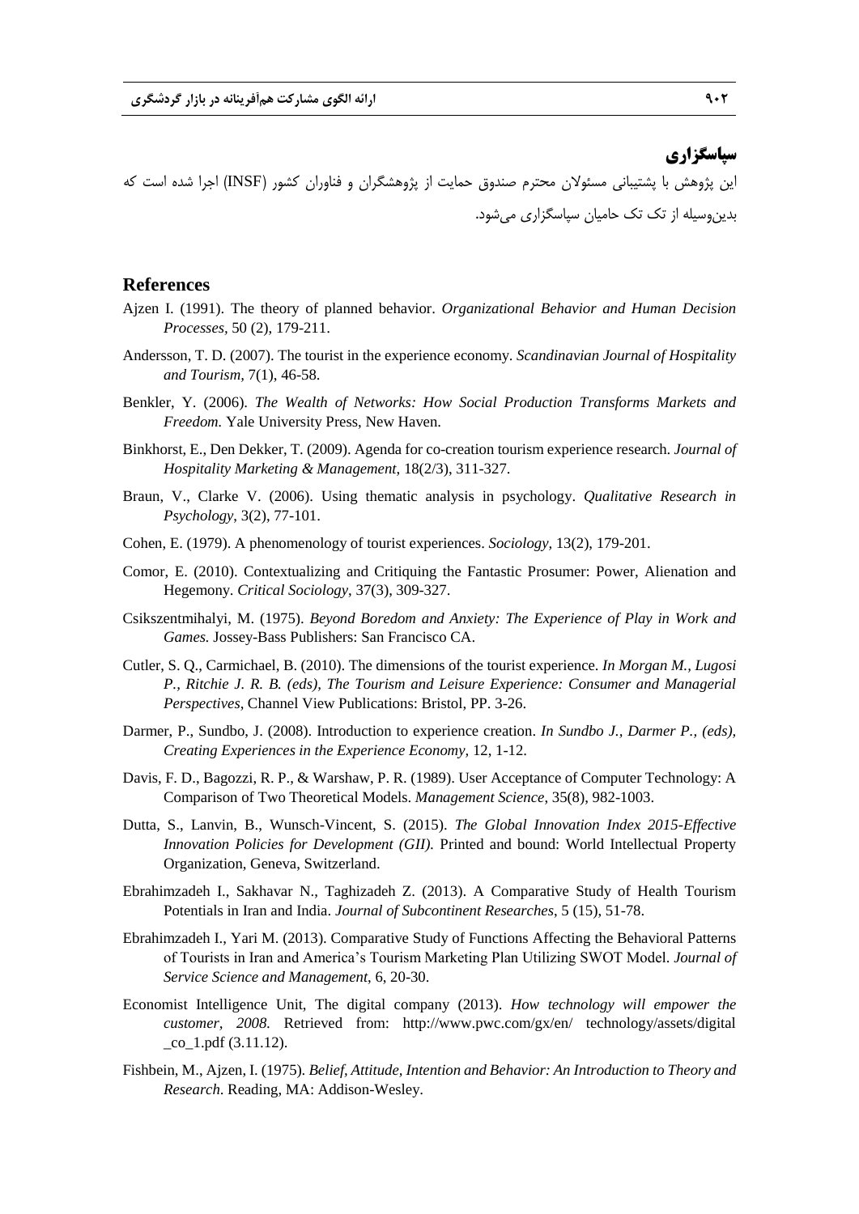## سپاسگزاری

این پژوهش با پشتیبانی مسئولان محترم صندوق حمایت از پژوهشگران و فناوران کشور (INSF) اجرا شده است که بدین‌وسیله از تک تک حامیان سپاسگزاری می‌شود.

## References

Ajzen I. (1991). The theory of planned behavior. *Organizational Behavior and Human Decision Processes,* 50 (2), 179-211.

Andersson, T. D. (2007). The tourist in the experience economy. *Scandinavian Journal of Hospitality and Tourism,* 7(1), 46-58.

Benkler, Y. (2006). *The Wealth of Networks: How Social Production Transforms Markets and Freedom.* Yale University Press, New Haven.

Binkhorst, E., Den Dekker, T. (2009). Agenda for co-creation tourism experience research. *Journal of Hospitality Marketing & Management*, 18(2/3), 311-327.

Braun, V., Clarke V. (2006). Using thematic analysis in psychology. *Qualitative Research in Psychology*, 3(2), 77-101.

Cohen, E. (1979). A phenomenology of tourist experiences. *Sociology,* 13(2), 179-201.

Comor, E. (2010). Contextualizing and Critiquing the Fantastic Prosumer: Power, Alienation and Hegemony. *Critical Sociology*, 37(3), 309-327.

Csikszentmihalyi, M. (1975). *Beyond Boredom and Anxiety: The Experience of Play in Work and Games.* Jossey-Bass Publishers: San Francisco CA.

Cutler, S. Q., Carmichael, B. (2010). The dimensions of the tourist experience. *In Morgan M., Lugosi P., Ritchie J. R. B. (eds), The Tourism and Leisure Experience: Consumer and Managerial Perspectives*, Channel View Publications: Bristol, PP. 3-26.

Darmer, P., Sundbo, J. (2008). Introduction to experience creation. *In Sundbo J., Darmer P., (eds), Creating Experiences in the Experience Economy,* 12, 1-12.

Davis, F. D., Bagozzi, R. P., & Warshaw, P. R. (1989). User Acceptance of Computer Technology: A Comparison of Two Theoretical Models. *Management Science*, 35(8), 982-1003.

Dutta, S., Lanvin, B., Wunsch-Vincent, S. (2015). *The Global Innovation Index 2015-Effective Innovation Policies for Development (GII).* Printed and bound: World Intellectual Property Organization, Geneva, Switzerland.

Ebrahimzadeh I., Sakhavar N., Taghizadeh Z. (2013). A Comparative Study of Health Tourism Potentials in Iran and India. *Journal of Subcontinent Researches*, 5 (15), 51-78.

Ebrahimzadeh I., Yari M. (2013). Comparative Study of Functions Affecting the Behavioral Patterns of Tourists in Iran and America's Tourism Marketing Plan Utilizing SWOT Model. *Journal of Service Science and Management*, 6, 20-30.

Economist Intelligence Unit, The digital company (2013). *How technology will empower the customer, 2008.* Retrieved from: http://www.pwc.com/gx/en/ technology/assets/digital _co_1.pdf (3.11.12).

Fishbein, M., Ajzen, I. (1975). *Belief, Attitude, Intention and Behavior: An Introduction to Theory and Research*. Reading, MA: Addison-Wesley.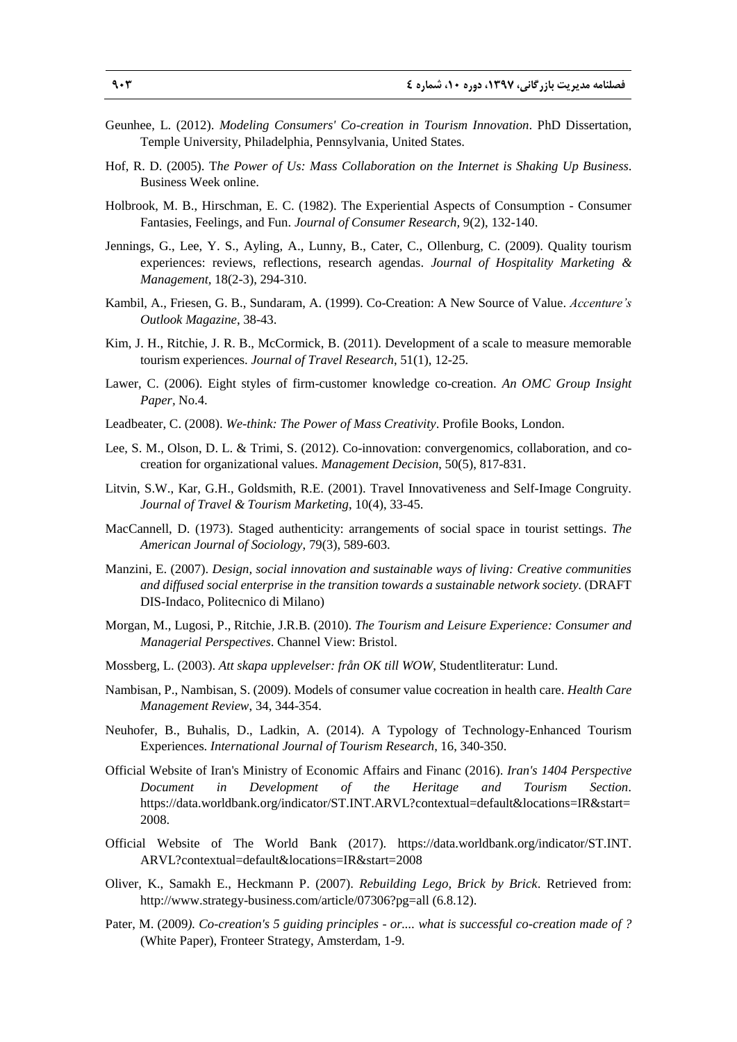Geunhee, L. (2012). *Modeling Consumers' Co-creation in Tourism Innovation*. PhD Dissertation, Temple University, Philadelphia, Pennsylvania, United States.

Hof, R. D. (2005). T*he Power of Us: Mass Collaboration on the Internet is Shaking Up Business*. Business Week online.

Holbrook, M. B., Hirschman, E. C. (1982). The Experiential Aspects of Consumption - Consumer Fantasies, Feelings, and Fun. *Journal of Consumer Research*, 9(2), 132-140.

Jennings, G., Lee, Y. S., Ayling, A., Lunny, B., Cater, C., Ollenburg, C. (2009). Quality tourism experiences: reviews, reflections, research agendas. *Journal of Hospitality Marketing & Management*, 18(2-3), 294-310.

Kambil, A., Friesen, G. B., Sundaram, A. (1999). Co-Creation: A New Source of Value. *Accenture's Outlook Magazine*, 38-43.

Kim, J. H., Ritchie, J. R. B., McCormick, B. (2011). Development of a scale to measure memorable tourism experiences. *Journal of Travel Research*, 51(1), 12-25.

Lawer, C. (2006). Eight styles of firm-customer knowledge co-creation. *An OMC Group Insight Paper*, No.4.

Leadbeater, C. (2008). *We-think: The Power of Mass Creativity*. Profile Books, London.

Lee, S. M., Olson, D. L. & Trimi, S. (2012). Co-innovation: convergenomics, collaboration, and co-creation for organizational values. *Management Decision*, 50(5), 817-831.

Litvin, S.W., Kar, G.H., Goldsmith, R.E. (2001). Travel Innovativeness and Self-Image Congruity. *Journal of Travel & Tourism Marketing*, 10(4), 33-45.

MacCannell, D. (1973). Staged authenticity: arrangements of social space in tourist settings. *The American Journal of Sociology*, 79(3), 589-603.

Manzini, E. (2007). *Design, social innovation and sustainable ways of living: Creative communities and diffused social enterprise in the transition towards a sustainable network society*. (DRAFT DIS-Indaco, Politecnico di Milano)

Morgan, M., Lugosi, P., Ritchie, J.R.B. (2010). *The Tourism and Leisure Experience: Consumer and Managerial Perspectives*. Channel View: Bristol.

Mossberg, L. (2003). *Att skapa upplevelser: från OK till WOW*, Studentliteratur: Lund.

Nambisan, P., Nambisan, S. (2009). Models of consumer value cocreation in health care. *Health Care Management Review*, 34, 344-354.

Neuhofer, B., Buhalis, D., Ladkin, A. (2014). A Typology of Technology-Enhanced Tourism Experiences. *International Journal of Tourism Research*, 16, 340-350.

Official Website of Iran's Ministry of Economic Affairs and Financ (2016). *Iran's 1404 Perspective Document in Development of the Heritage and Tourism Section*. https://data.worldbank.org/indicator/ST.INT.ARVL?contextual=default&locations=IR&start=2008.

Official Website of The World Bank (2017). https://data.worldbank.org/indicator/ST.INT.ARVL?contextual=default&locations=IR&start=2008

Oliver, K., Samakh E., Heckmann P. (2007). *Rebuilding Lego, Brick by Brick*. Retrieved from: http://www.strategy-business.com/article/07306?pg=all (6.8.12).

Pater, M. (2009*). Co-creation's 5 guiding principles - or.... what is successful co-creation made of ?* (White Paper), Fronteer Strategy, Amsterdam, 1-9.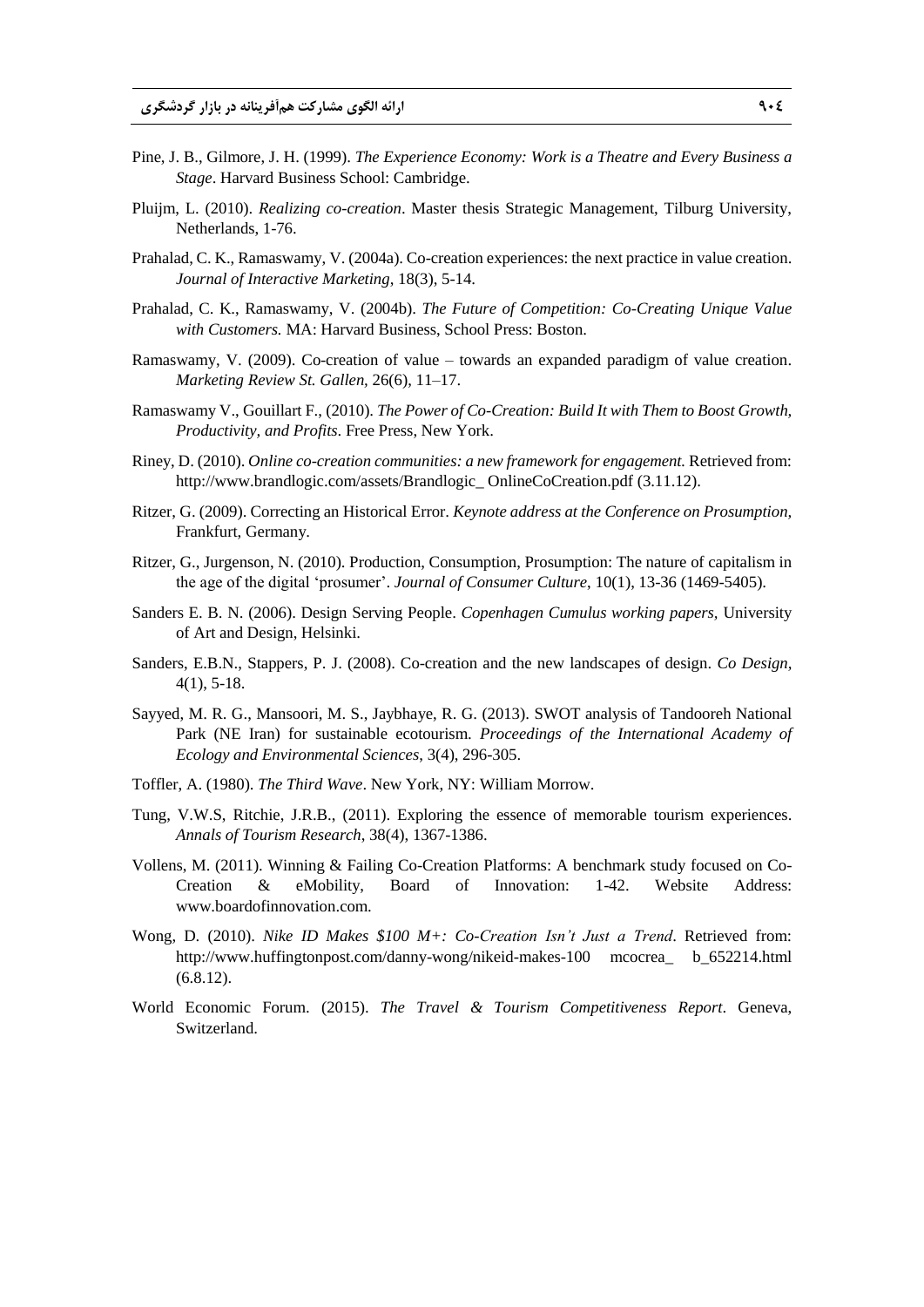Pine, J. B., Gilmore, J. H. (1999). *The Experience Economy: Work is a Theatre and Every Business a Stage*. Harvard Business School: Cambridge.

Pluijm, L. (2010). *Realizing co-creation*. Master thesis Strategic Management, Tilburg University, Netherlands, 1-76.

Prahalad, C. K., Ramaswamy, V. (2004a). Co-creation experiences: the next practice in value creation. *Journal of Interactive Marketing*, 18(3), 5-14.

Prahalad, C. K., Ramaswamy, V. (2004b). *The Future of Competition: Co-Creating Unique Value with Customers.* MA: Harvard Business, School Press: Boston.

Ramaswamy, V. (2009). Co-creation of value – towards an expanded paradigm of value creation. *Marketing Review St. Gallen*, 26(6), 11–17.

Ramaswamy V., Gouillart F., (2010). *The Power of Co-Creation: Build It with Them to Boost Growth, Productivity, and Profits*. Free Press, New York.

Riney, D. (2010). *Online co-creation communities: a new framework for engagement.* Retrieved from: http://www.brandlogic.com/assets/Brandlogic_ OnlineCoCreation.pdf (3.11.12).

Ritzer, G. (2009). Correcting an Historical Error. *Keynote address at the Conference on Prosumption,* Frankfurt, Germany.

Ritzer, G., Jurgenson, N. (2010). Production, Consumption, Prosumption: The nature of capitalism in the age of the digital 'prosumer'. *Journal of Consumer Culture*, 10(1), 13-36 (1469-5405).

Sanders E. B. N. (2006). Design Serving People. *Copenhagen Cumulus working papers,* University of Art and Design, Helsinki.

Sanders, E.B.N., Stappers, P. J. (2008). Co-creation and the new landscapes of design. *Co Design,* 4(1), 5-18.

Sayyed, M. R. G., Mansoori, M. S., Jaybhaye, R. G. (2013). SWOT analysis of Tandooreh National Park (NE Iran) for sustainable ecotourism. *Proceedings of the International Academy of Ecology and Environmental Sciences*, 3(4), 296-305.

Toffler, A. (1980). *The Third Wave*. New York, NY: William Morrow.

Tung, V.W.S, Ritchie, J.R.B., (2011). Exploring the essence of memorable tourism experiences. *Annals of Tourism Research*, 38(4), 1367-1386.

Vollens, M. (2011). Winning & Failing Co-Creation Platforms: A benchmark study focused on Co-Creation & eMobility, Board of Innovation: 1-42. Website Address: www.boardofinnovation.com.

Wong, D. (2010). *Nike ID Makes $100 M+: Co-Creation Isn't Just a Trend*. Retrieved from: http://www.huffingtonpost.com/danny-wong/nikeid-makes-100 mcocrea_ b_652214.html (6.8.12).

World Economic Forum. (2015). *The Travel & Tourism Competitiveness Report*. Geneva, Switzerland.